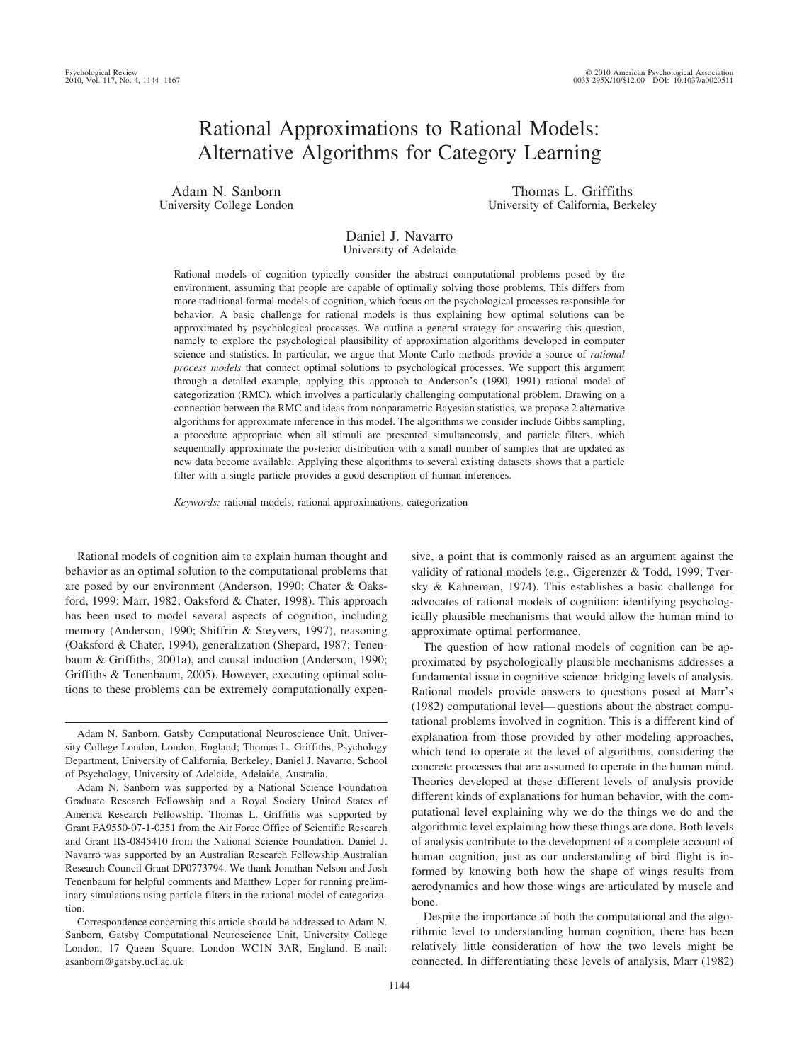# Rational Approximations to Rational Models: Alternative Algorithms for Category Learning

Adam N. Sanborn
University College London

Thomas L. Griffiths
University of California, Berkeley

Daniel J. Navarro
University of Adelaide

Rational models of cognition typically consider the abstract computational problems posed by the environment, assuming that people are capable of optimally solving those problems. This differs from more traditional formal models of cognition, which focus on the psychological processes responsible for behavior. A basic challenge for rational models is thus explaining how optimal solutions can be approximated by psychological processes. We outline a general strategy for answering this question, namely to explore the psychological plausibility of approximation algorithms developed in computer science and statistics. In particular, we argue that Monte Carlo methods provide a source of *rational process models* that connect optimal solutions to psychological processes. We support this argument through a detailed example, applying this approach to Anderson's (1990, 1991) rational model of categorization (RMC), which involves a particularly challenging computational problem. Drawing on a connection between the RMC and ideas from nonparametric Bayesian statistics, we propose 2 alternative algorithms for approximate inference in this model. The algorithms we consider include Gibbs sampling, a procedure appropriate when all stimuli are presented simultaneously, and particle filters, which sequentially approximate the posterior distribution with a small number of samples that are updated as new data become available. Applying these algorithms to several existing datasets shows that a particle filter with a single particle provides a good description of human inferences.

*Keywords:* rational models, rational approximations, categorization

Rational models of cognition aim to explain human thought and behavior as an optimal solution to the computational problems that are posed by our environment (Anderson, 1990; Chater & Oaksford, 1999; Marr, 1982; Oaksford & Chater, 1998). This approach has been used to model several aspects of cognition, including memory (Anderson, 1990; Shiffrin & Steyvers, 1997), reasoning (Oaksford & Chater, 1994), generalization (Shepard, 1987; Tenenbaum & Griffiths, 2001a), and causal induction (Anderson, 1990; Griffiths & Tenenbaum, 2005). However, executing optimal solutions to these problems can be extremely computationally expensive, a point that is commonly raised as an argument against the validity of rational models (e.g., Gigerenzer & Todd, 1999; Tversky & Kahneman, 1974). This establishes a basic challenge for advocates of rational models of cognition: identifying psychologically plausible mechanisms that would allow the human mind to approximate optimal performance.

The question of how rational models of cognition can be approximated by psychologically plausible mechanisms addresses a fundamental issue in cognitive science: bridging levels of analysis. Rational models provide answers to questions posed at Marr's (1982) computational level—questions about the abstract computational problems involved in cognition. This is a different kind of explanation from those provided by other modeling approaches, which tend to operate at the level of algorithms, considering the concrete processes that are assumed to operate in the human mind. Theories developed at these different levels of analysis provide different kinds of explanations for human behavior, with the computational level explaining why we do the things we do and the algorithmic level explaining how these things are done. Both levels of analysis contribute to the development of a complete account of human cognition, just as our understanding of bird flight is informed by knowing both how the shape of wings results from aerodynamics and how those wings are articulated by muscle and bone.

Despite the importance of both the computational and the algorithmic level to understanding human cognition, there has been relatively little consideration of how the two levels might be connected. In differentiating these levels of analysis, Marr (1982)

---

Adam N. Sanborn, Gatsby Computational Neuroscience Unit, University College London, London, England; Thomas L. Griffiths, Psychology Department, University of California, Berkeley; Daniel J. Navarro, School of Psychology, University of Adelaide, Adelaide, Australia.

Adam N. Sanborn was supported by a National Science Foundation Graduate Research Fellowship and a Royal Society United States of America Research Fellowship. Thomas L. Griffiths was supported by Grant FA9550-07-1-0351 from the Air Force Office of Scientific Research and Grant IIS-0845410 from the National Science Foundation. Daniel J. Navarro was supported by an Australian Research Fellowship Australian Research Council Grant DP0773794. We thank Jonathan Nelson and Josh Tenenbaum for helpful comments and Matthew Loper for running preliminary simulations using particle filters in the rational model of categorization.

Correspondence concerning this article should be addressed to Adam N. Sanborn, Gatsby Computational Neuroscience Unit, University College London, 17 Queen Square, London WC1N 3AR, England. E-mail: asanborn@gatsby.ucl.ac.uk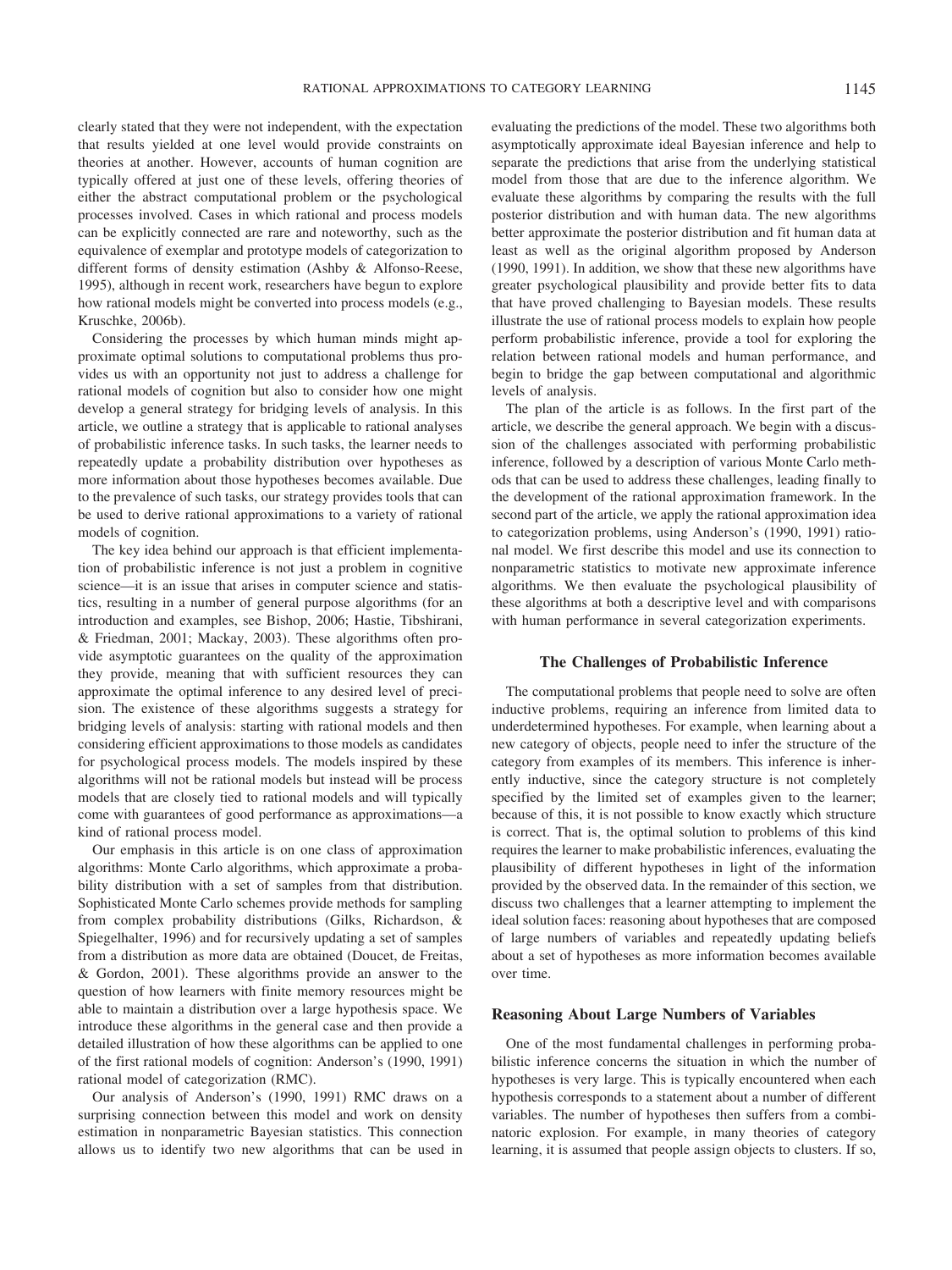clearly stated that they were not independent, with the expectation that results yielded at one level would provide constraints on theories at another. However, accounts of human cognition are typically offered at just one of these levels, offering theories of either the abstract computational problem or the psychological processes involved. Cases in which rational and process models can be explicitly connected are rare and noteworthy, such as the equivalence of exemplar and prototype models of categorization to different forms of density estimation (Ashby & Alfonso-Reese, 1995), although in recent work, researchers have begun to explore how rational models might be converted into process models (e.g., Kruschke, 2006b).

Considering the processes by which human minds might approximate optimal solutions to computational problems thus provides us with an opportunity not just to address a challenge for rational models of cognition but also to consider how one might develop a general strategy for bridging levels of analysis. In this article, we outline a strategy that is applicable to rational analyses of probabilistic inference tasks. In such tasks, the learner needs to repeatedly update a probability distribution over hypotheses as more information about those hypotheses becomes available. Due to the prevalence of such tasks, our strategy provides tools that can be used to derive rational approximations to a variety of rational models of cognition.

The key idea behind our approach is that efficient implementation of probabilistic inference is not just a problem in cognitive science—it is an issue that arises in computer science and statistics, resulting in a number of general purpose algorithms (for an introduction and examples, see Bishop, 2006; Hastie, Tibshirani, & Friedman, 2001; Mackay, 2003). These algorithms often provide asymptotic guarantees on the quality of the approximation they provide, meaning that with sufficient resources they can approximate the optimal inference to any desired level of precision. The existence of these algorithms suggests a strategy for bridging levels of analysis: starting with rational models and then considering efficient approximations to those models as candidates for psychological process models. The models inspired by these algorithms will not be rational models but instead will be process models that are closely tied to rational models and will typically come with guarantees of good performance as approximations—a kind of rational process model.

Our emphasis in this article is on one class of approximation algorithms: Monte Carlo algorithms, which approximate a probability distribution with a set of samples from that distribution. Sophisticated Monte Carlo schemes provide methods for sampling from complex probability distributions (Gilks, Richardson, & Spiegelhalter, 1996) and for recursively updating a set of samples from a distribution as more data are obtained (Doucet, de Freitas, & Gordon, 2001). These algorithms provide an answer to the question of how learners with finite memory resources might be able to maintain a distribution over a large hypothesis space. We introduce these algorithms in the general case and then provide a detailed illustration of how these algorithms can be applied to one of the first rational models of cognition: Anderson's (1990, 1991) rational model of categorization (RMC).

Our analysis of Anderson's (1990, 1991) RMC draws on a surprising connection between this model and work on density estimation in nonparametric Bayesian statistics. This connection allows us to identify two new algorithms that can be used in evaluating the predictions of the model. These two algorithms both asymptotically approximate ideal Bayesian inference and help to separate the predictions that arise from the underlying statistical model from those that are due to the inference algorithm. We evaluate these algorithms by comparing the results with the full posterior distribution and with human data. The new algorithms better approximate the posterior distribution and fit human data at least as well as the original algorithm proposed by Anderson (1990, 1991). In addition, we show that these new algorithms have greater psychological plausibility and provide better fits to data that have proved challenging to Bayesian models. These results illustrate the use of rational process models to explain how people perform probabilistic inference, provide a tool for exploring the relation between rational models and human performance, and begin to bridge the gap between computational and algorithmic levels of analysis.

The plan of the article is as follows. In the first part of the article, we describe the general approach. We begin with a discussion of the challenges associated with performing probabilistic inference, followed by a description of various Monte Carlo methods that can be used to address these challenges, leading finally to the development of the rational approximation framework. In the second part of the article, we apply the rational approximation idea to categorization problems, using Anderson's (1990, 1991) rational model. We first describe this model and use its connection to nonparametric statistics to motivate new approximate inference algorithms. We then evaluate the psychological plausibility of these algorithms at both a descriptive level and with comparisons with human performance in several categorization experiments.

## The Challenges of Probabilistic Inference

The computational problems that people need to solve are often inductive problems, requiring an inference from limited data to underdetermined hypotheses. For example, when learning about a new category of objects, people need to infer the structure of the category from examples of its members. This inference is inherently inductive, since the category structure is not completely specified by the limited set of examples given to the learner; because of this, it is not possible to know exactly which structure is correct. That is, the optimal solution to problems of this kind requires the learner to make probabilistic inferences, evaluating the plausibility of different hypotheses in light of the information provided by the observed data. In the remainder of this section, we discuss two challenges that a learner attempting to implement the ideal solution faces: reasoning about hypotheses that are composed of large numbers of variables and repeatedly updating beliefs about a set of hypotheses as more information becomes available over time.

### Reasoning About Large Numbers of Variables

One of the most fundamental challenges in performing probabilistic inference concerns the situation in which the number of hypotheses is very large. This is typically encountered when each hypothesis corresponds to a statement about a number of different variables. The number of hypotheses then suffers from a combinatoric explosion. For example, in many theories of category learning, it is assumed that people assign objects to clusters. If so,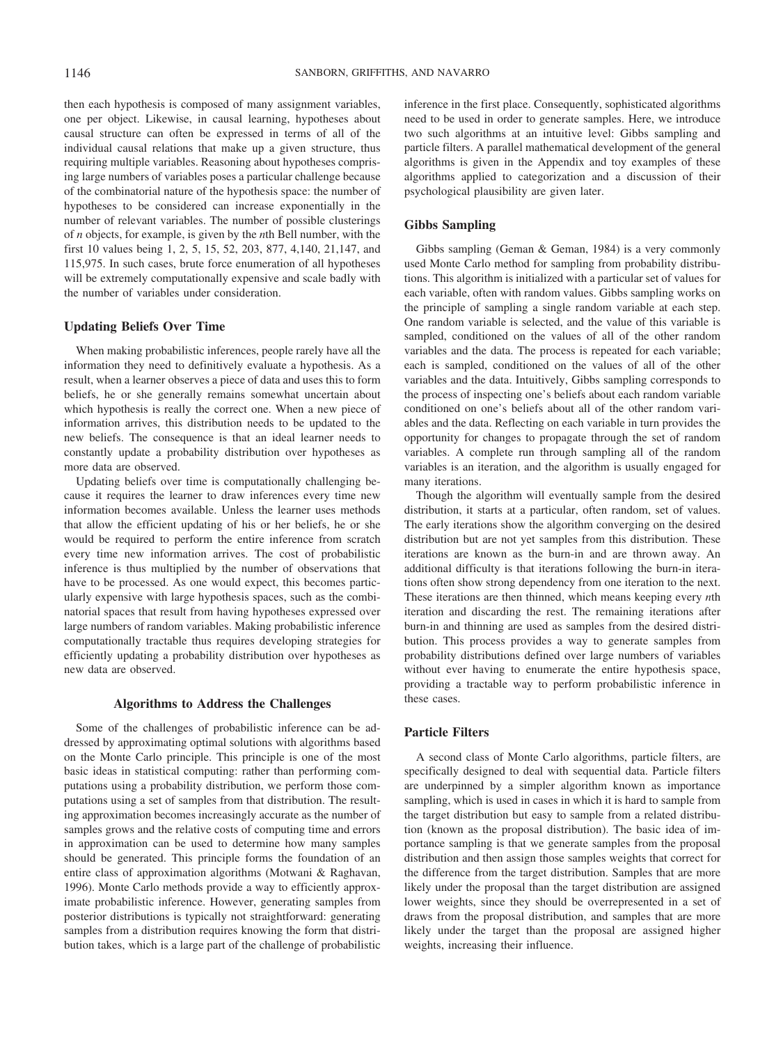then each hypothesis is composed of many assignment variables, one per object. Likewise, in causal learning, hypotheses about causal structure can often be expressed in terms of all of the individual causal relations that make up a given structure, thus requiring multiple variables. Reasoning about hypotheses comprising large numbers of variables poses a particular challenge because of the combinatorial nature of the hypothesis space: the number of hypotheses to be considered can increase exponentially in the number of relevant variables. The number of possible clusterings of $n$ objects, for example, is given by the $n$th Bell number, with the first 10 values being 1, 2, 5, 15, 52, 203, 877, 4,140, 21,147, and 115,975. In such cases, brute force enumeration of all hypotheses will be extremely computationally expensive and scale badly with the number of variables under consideration.

### Updating Beliefs Over Time

When making probabilistic inferences, people rarely have all the information they need to definitively evaluate a hypothesis. As a result, when a learner observes a piece of data and uses this to form beliefs, he or she generally remains somewhat uncertain about which hypothesis is really the correct one. When a new piece of information arrives, this distribution needs to be updated to the new beliefs. The consequence is that an ideal learner needs to constantly update a probability distribution over hypotheses as more data are observed.

Updating beliefs over time is computationally challenging because it requires the learner to draw inferences every time new information becomes available. Unless the learner uses methods that allow the efficient updating of his or her beliefs, he or she would be required to perform the entire inference from scratch every time new information arrives. The cost of probabilistic inference is thus multiplied by the number of observations that have to be processed. As one would expect, this becomes particularly expensive with large hypothesis spaces, such as the combinatorial spaces that result from having hypotheses expressed over large numbers of random variables. Making probabilistic inference computationally tractable thus requires developing strategies for efficiently updating a probability distribution over hypotheses as new data are observed.

## Algorithms to Address the Challenges

Some of the challenges of probabilistic inference can be addressed by approximating optimal solutions with algorithms based on the Monte Carlo principle. This principle is one of the most basic ideas in statistical computing: rather than performing computations using a probability distribution, we perform those computations using a set of samples from that distribution. The resulting approximation becomes increasingly accurate as the number of samples grows and the relative costs of computing time and errors in approximation can be used to determine how many samples should be generated. This principle forms the foundation of an entire class of approximation algorithms (Motwani & Raghavan, 1996). Monte Carlo methods provide a way to efficiently approximate probabilistic inference. However, generating samples from posterior distributions is typically not straightforward: generating samples from a distribution requires knowing the form that distribution takes, which is a large part of the challenge of probabilistic inference in the first place. Consequently, sophisticated algorithms need to be used in order to generate samples. Here, we introduce two such algorithms at an intuitive level: Gibbs sampling and particle filters. A parallel mathematical development of the general algorithms is given in the Appendix and toy examples of these algorithms applied to categorization and a discussion of their psychological plausibility are given later.

### Gibbs Sampling

Gibbs sampling (Geman & Geman, 1984) is a very commonly used Monte Carlo method for sampling from probability distributions. This algorithm is initialized with a particular set of values for each variable, often with random values. Gibbs sampling works on the principle of sampling a single random variable at each step. One random variable is selected, and the value of this variable is sampled, conditioned on the values of all of the other random variables and the data. The process is repeated for each variable; each is sampled, conditioned on the values of all of the other variables and the data. Intuitively, Gibbs sampling corresponds to the process of inspecting one's beliefs about each random variable conditioned on one's beliefs about all of the other random variables and the data. Reflecting on each variable in turn provides the opportunity for changes to propagate through the set of random variables. A complete run through sampling all of the random variables is an iteration, and the algorithm is usually engaged for many iterations.

Though the algorithm will eventually sample from the desired distribution, it starts at a particular, often random, set of values. The early iterations show the algorithm converging on the desired distribution but are not yet samples from this distribution. These iterations are known as the burn-in and are thrown away. An additional difficulty is that iterations following the burn-in iterations often show strong dependency from one iteration to the next. These iterations are then thinned, which means keeping every $n$th iteration and discarding the rest. The remaining iterations after burn-in and thinning are used as samples from the desired distribution. This process provides a way to generate samples from probability distributions defined over large numbers of variables without ever having to enumerate the entire hypothesis space, providing a tractable way to perform probabilistic inference in these cases.

### Particle Filters

A second class of Monte Carlo algorithms, particle filters, are specifically designed to deal with sequential data. Particle filters are underpinned by a simpler algorithm known as importance sampling, which is used in cases in which it is hard to sample from the target distribution but easy to sample from a related distribution (known as the proposal distribution). The basic idea of importance sampling is that we generate samples from the proposal distribution and then assign those samples weights that correct for the difference from the target distribution. Samples that are more likely under the proposal than the target distribution are assigned lower weights, since they should be overrepresented in a set of draws from the proposal distribution, and samples that are more likely under the target than the proposal are assigned higher weights, increasing their influence.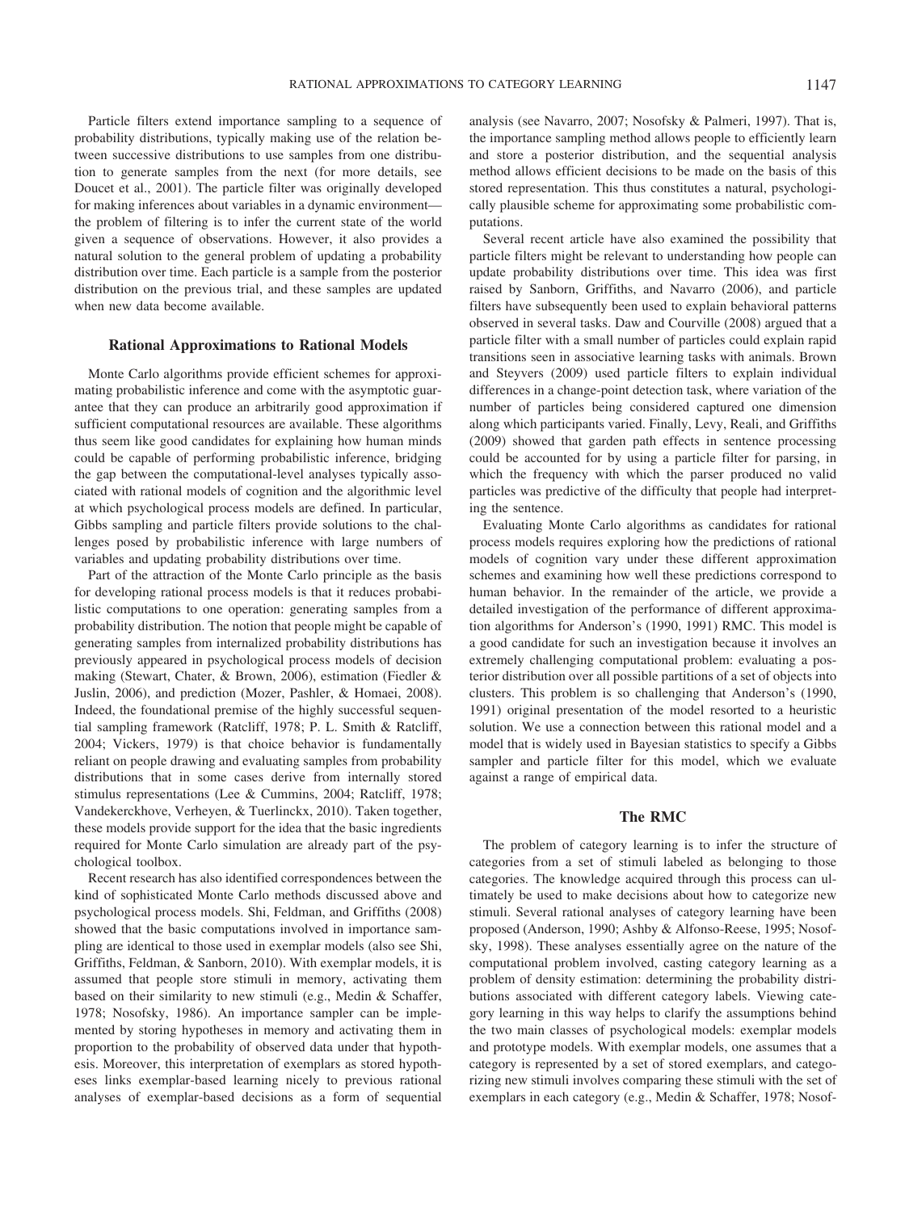Particle filters extend importance sampling to a sequence of probability distributions, typically making use of the relation between successive distributions to use samples from one distribution to generate samples from the next (for more details, see Doucet et al., 2001). The particle filter was originally developed for making inferences about variables in a dynamic environment—the problem of filtering is to infer the current state of the world given a sequence of observations. However, it also provides a natural solution to the general problem of updating a probability distribution over time. Each particle is a sample from the posterior distribution on the previous trial, and these samples are updated when new data become available.

## Rational Approximations to Rational Models

Monte Carlo algorithms provide efficient schemes for approximating probabilistic inference and come with the asymptotic guarantee that they can produce an arbitrarily good approximation if sufficient computational resources are available. These algorithms thus seem like good candidates for explaining how human minds could be capable of performing probabilistic inference, bridging the gap between the computational-level analyses typically associated with rational models of cognition and the algorithmic level at which psychological process models are defined. In particular, Gibbs sampling and particle filters provide solutions to the challenges posed by probabilistic inference with large numbers of variables and updating probability distributions over time.

Part of the attraction of the Monte Carlo principle as the basis for developing rational process models is that it reduces probabilistic computations to one operation: generating samples from a probability distribution. The notion that people might be capable of generating samples from internalized probability distributions has previously appeared in psychological process models of decision making (Stewart, Chater, & Brown, 2006), estimation (Fiedler & Juslin, 2006), and prediction (Mozer, Pashler, & Homaei, 2008). Indeed, the foundational premise of the highly successful sequential sampling framework (Ratcliff, 1978; P. L. Smith & Ratcliff, 2004; Vickers, 1979) is that choice behavior is fundamentally reliant on people drawing and evaluating samples from probability distributions that in some cases derive from internally stored stimulus representations (Lee & Cummins, 2004; Ratcliff, 1978; Vandekerckhove, Verheyen, & Tuerlinckx, 2010). Taken together, these models provide support for the idea that the basic ingredients required for Monte Carlo simulation are already part of the psychological toolbox.

Recent research has also identified correspondences between the kind of sophisticated Monte Carlo methods discussed above and psychological process models. Shi, Feldman, and Griffiths (2008) showed that the basic computations involved in importance sampling are identical to those used in exemplar models (also see Shi, Griffiths, Feldman, & Sanborn, 2010). With exemplar models, it is assumed that people store stimuli in memory, activating them based on their similarity to new stimuli (e.g., Medin & Schaffer, 1978; Nosofsky, 1986). An importance sampler can be implemented by storing hypotheses in memory and activating them in proportion to the probability of observed data under that hypothesis. Moreover, this interpretation of exemplars as stored hypotheses links exemplar-based learning nicely to previous rational analyses of exemplar-based decisions as a form of sequential analysis (see Navarro, 2007; Nosofsky & Palmeri, 1997). That is, the importance sampling method allows people to efficiently learn and store a posterior distribution, and the sequential analysis method allows efficient decisions to be made on the basis of this stored representation. This thus constitutes a natural, psychologically plausible scheme for approximating some probabilistic computations.

Several recent article have also examined the possibility that particle filters might be relevant to understanding how people can update probability distributions over time. This idea was first raised by Sanborn, Griffiths, and Navarro (2006), and particle filters have subsequently been used to explain behavioral patterns observed in several tasks. Daw and Courville (2008) argued that a particle filter with a small number of particles could explain rapid transitions seen in associative learning tasks with animals. Brown and Steyvers (2009) used particle filters to explain individual differences in a change-point detection task, where variation of the number of particles being considered captured one dimension along which participants varied. Finally, Levy, Reali, and Griffiths (2009) showed that garden path effects in sentence processing could be accounted for by using a particle filter for parsing, in which the frequency with which the parser produced no valid particles was predictive of the difficulty that people had interpreting the sentence.

Evaluating Monte Carlo algorithms as candidates for rational process models requires exploring how the predictions of rational models of cognition vary under these different approximation schemes and examining how well these predictions correspond to human behavior. In the remainder of the article, we provide a detailed investigation of the performance of different approximation algorithms for Anderson's (1990, 1991) RMC. This model is a good candidate for such an investigation because it involves an extremely challenging computational problem: evaluating a posterior distribution over all possible partitions of a set of objects into clusters. This problem is so challenging that Anderson's (1990, 1991) original presentation of the model resorted to a heuristic solution. We use a connection between this rational model and a model that is widely used in Bayesian statistics to specify a Gibbs sampler and particle filter for this model, which we evaluate against a range of empirical data.

## The RMC

The problem of category learning is to infer the structure of categories from a set of stimuli labeled as belonging to those categories. The knowledge acquired through this process can ultimately be used to make decisions about how to categorize new stimuli. Several rational analyses of category learning have been proposed (Anderson, 1990; Ashby & Alfonso-Reese, 1995; Nosofsky, 1998). These analyses essentially agree on the nature of the computational problem involved, casting category learning as a problem of density estimation: determining the probability distributions associated with different category labels. Viewing category learning in this way helps to clarify the assumptions behind the two main classes of psychological models: exemplar models and prototype models. With exemplar models, one assumes that a category is represented by a set of stored exemplars, and categorizing new stimuli involves comparing these stimuli with the set of exemplars in each category (e.g., Medin & Schaffer, 1978; Nosof-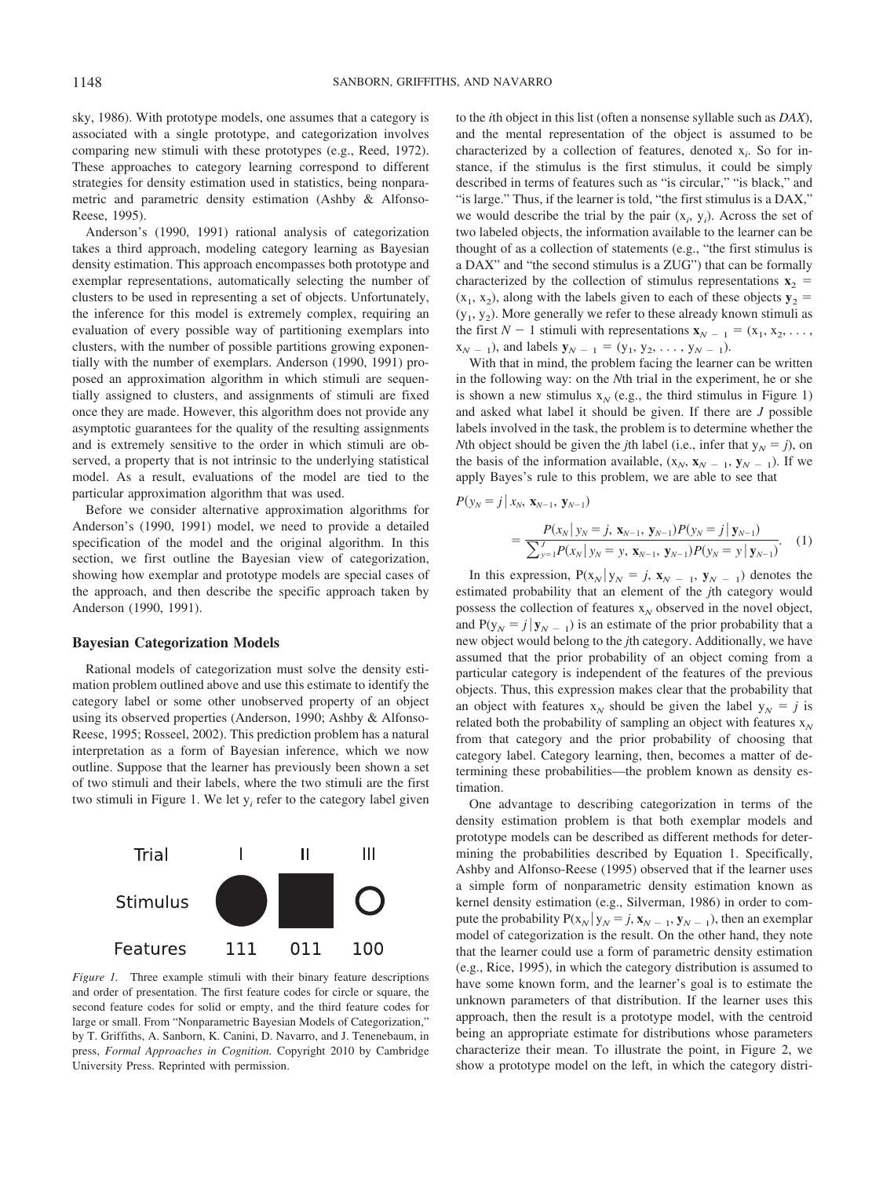sky, 1986). With prototype models, one assumes that a category is associated with a single prototype, and categorization involves comparing new stimuli with these prototypes (e.g., Reed, 1972). These approaches to category learning correspond to different strategies for density estimation used in statistics, being nonparametric and parametric density estimation (Ashby & Alfonso-Reese, 1995).

Anderson's (1990, 1991) rational analysis of categorization takes a third approach, modeling category learning as Bayesian density estimation. This approach encompasses both prototype and exemplar representations, automatically selecting the number of clusters to be used in representing a set of objects. Unfortunately, the inference for this model is extremely complex, requiring an evaluation of every possible way of partitioning exemplars into clusters, with the number of possible partitions growing exponentially with the number of exemplars. Anderson (1990, 1991) proposed an approximation algorithm in which stimuli are sequentially assigned to clusters, and assignments of stimuli are fixed once they are made. However, this algorithm does not provide any asymptotic guarantees for the quality of the resulting assignments and is extremely sensitive to the order in which stimuli are observed, a property that is not intrinsic to the underlying statistical model. As a result, evaluations of the model are tied to the particular approximation algorithm that was used.

Before we consider alternative approximation algorithms for Anderson's (1990, 1991) model, we need to provide a detailed specification of the model and the original algorithm. In this section, we first outline the Bayesian view of categorization, showing how exemplar and prototype models are special cases of the approach, and then describe the specific approach taken by Anderson (1990, 1991).

## Bayesian Categorization Models

Rational models of categorization must solve the density estimation problem outlined above and use this estimate to identify the category label or some other unobserved property of an object using its observed properties (Anderson, 1990; Ashby & Alfonso-Reese, 1995; Rosseel, 2002). This prediction problem has a natural interpretation as a form of Bayesian inference, which we now outline. Suppose that the learner has previously been shown a set of two stimuli and their labels, where the two stimuli are the first two stimuli in Figure 1. We let $y_i$ refer to the category label given

| Trial | I | II | III |
|---|---|---|---|
| Stimulus | ● | ■ | ○ |
| Features | 111 | 011 | 100 |

*Figure 1.* Three example stimuli with their binary feature descriptions and order of presentation. The first feature codes for circle or square, the second feature codes for solid or empty, and the third feature codes for large or small. From "Nonparametric Bayesian Models of Categorization," by T. Griffiths, A. Sanborn, K. Canini, D. Navarro, and J. Tenenebaum, in press, *Formal Approaches in Cognition.* Copyright 2010 by Cambridge University Press. Reprinted with permission.

to the *i*th object in this list (often a nonsense syllable such as *DAX*), and the mental representation of the object is assumed to be characterized by a collection of features, denoted $x_i$. So for instance, if the stimulus is the first stimulus, it could be simply described in terms of features such as "is circular," "is black," and "is large." Thus, if the learner is told, "the first stimulus is a DAX," we would describe the trial by the pair $(x_i, y_i)$. Across the set of two labeled objects, the information available to the learner can be thought of as a collection of statements (e.g., "the first stimulus is a DAX" and "the second stimulus is a ZUG") that can be formally characterized by the collection of stimulus representations $\mathbf{x}_2 = (x_1, x_2)$, along with the labels given to each of these objects $\mathbf{y}_2 = (y_1, y_2)$. More generally we refer to these already known stimuli as the first $N - 1$ stimuli with representations $\mathbf{x}_{N-1} = (x_1, x_2, \ldots, x_{N-1})$, and labels $\mathbf{y}_{N-1} = (y_1, y_2, \ldots, y_{N-1})$.

With that in mind, the problem facing the learner can be written in the following way: on the *N*th trial in the experiment, he or she is shown a new stimulus $x_N$ (e.g., the third stimulus in Figure 1) and asked what label it should be given. If there are $J$ possible labels involved in the task, the problem is to determine whether the *N*th object should be given the *j*th label (i.e., infer that $y_N = j$), on the basis of the information available, $(x_N, \mathbf{x}_{N-1}, \mathbf{y}_{N-1})$. If we apply Bayes's rule to this problem, we are able to see that

$$P(y_N = j \mid x_N, \mathbf{x}_{N-1}, \mathbf{y}_{N-1}) = \frac{P(x_N \mid y_N = j, \mathbf{x}_{N-1}, \mathbf{y}_{N-1}) P(y_N = j \mid \mathbf{y}_{N-1})}{\sum_{y=1}^{J} P(x_N \mid y_N = y, \mathbf{x}_{N-1}, \mathbf{y}_{N-1}) P(y_N = y \mid \mathbf{y}_{N-1})}. \quad (1)$$

In this expression, $P(x_N \mid y_N = j, \mathbf{x}_{N-1}, \mathbf{y}_{N-1})$ denotes the estimated probability that an element of the *j*th category would possess the collection of features $x_N$ observed in the novel object, and $P(y_N = j \mid \mathbf{y}_{N-1})$ is an estimate of the prior probability that a new object would belong to the *j*th category. Additionally, we have assumed that the prior probability of an object coming from a particular category is independent of the features of the previous objects. Thus, this expression makes clear that the probability that an object with features $x_N$ should be given the label $y_N = j$ is related both the probability of sampling an object with features $x_N$ from that category and the prior probability of choosing that category label. Category learning, then, becomes a matter of determining these probabilities—the problem known as density estimation.

One advantage to describing categorization in terms of the density estimation problem is that both exemplar models and prototype models can be described as different methods for determining the probabilities described by Equation 1. Specifically, Ashby and Alfonso-Reese (1995) observed that if the learner uses a simple form of nonparametric density estimation known as kernel density estimation (e.g., Silverman, 1986) in order to compute the probability $P(x_N \mid y_N = j, \mathbf{x}_{N-1}, \mathbf{y}_{N-1})$, then an exemplar model of categorization is the result. On the other hand, they note that the learner could use a form of parametric density estimation (e.g., Rice, 1995), in which the category distribution is assumed to have some known form, and the learner's goal is to estimate the unknown parameters of that distribution. If the learner uses this approach, then the result is a prototype model, with the centroid being an appropriate estimate for distributions whose parameters characterize their mean. To illustrate the point, in Figure 2, we show a prototype model on the left, in which the category distri-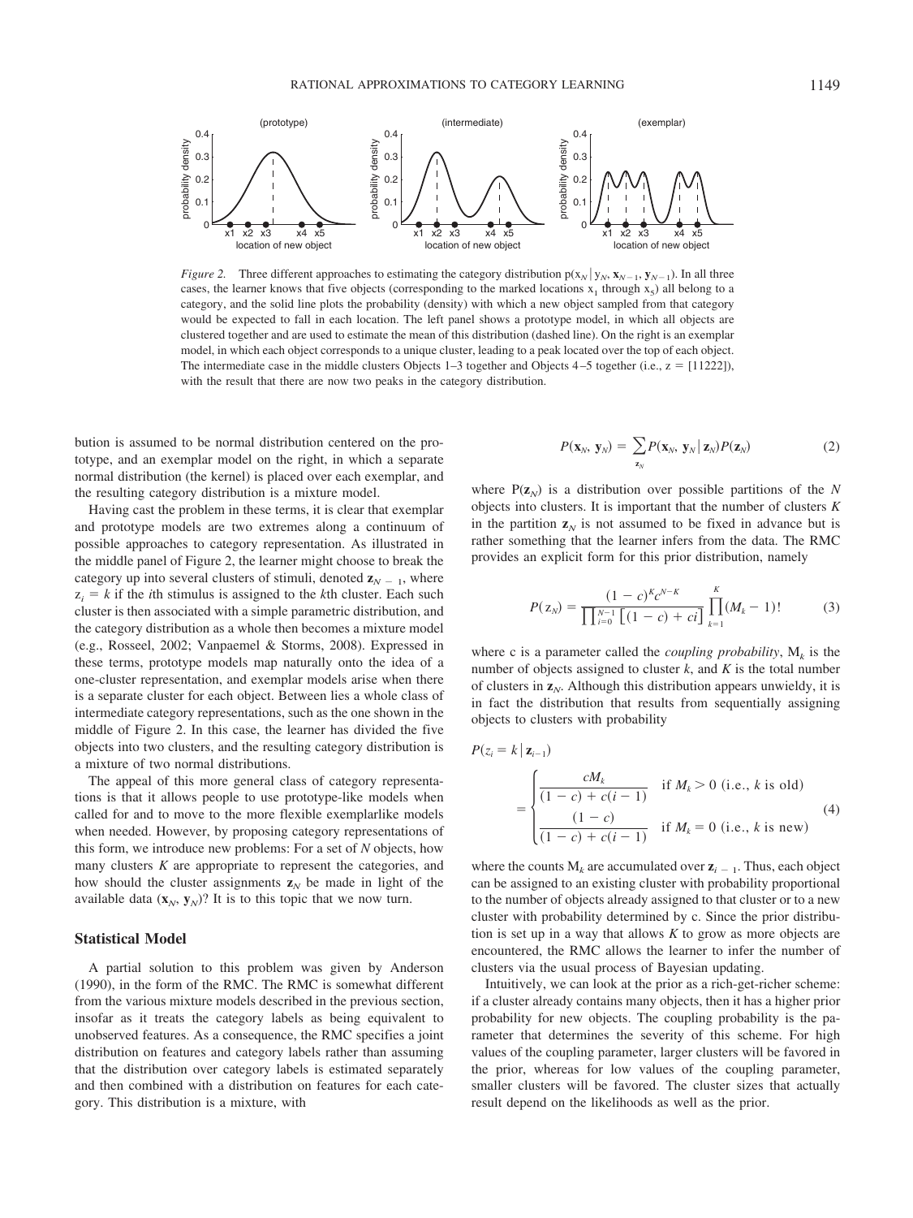*Figure 2.* Three different approaches to estimating the category distribution $p(x_N \mid y_N, \mathbf{x}_{N-1}, \mathbf{y}_{N-1})$. In all three cases, the learner knows that five objects (corresponding to the marked locations $x_1$ through $x_5$) all belong to a category, and the solid line plots the probability (density) with which a new object sampled from that category would be expected to fall in each location. The left panel shows a prototype model, in which all objects are clustered together and are used to estimate the mean of this distribution (dashed line). On the right is an exemplar model, in which each object corresponds to a unique cluster, leading to a peak located over the top of each object. The intermediate case in the middle clusters Objects 1–3 together and Objects 4–5 together (i.e., z = [11222]), with the result that there are now two peaks in the category distribution.

bution is assumed to be normal distribution centered on the prototype, and an exemplar model on the right, in which a separate normal distribution (the kernel) is placed over each exemplar, and the resulting category distribution is a mixture model.

Having cast the problem in these terms, it is clear that exemplar and prototype models are two extremes along a continuum of possible approaches to category representation. As illustrated in the middle panel of Figure 2, the learner might choose to break the category up into several clusters of stimuli, denoted $\mathbf{z}_{N-1}$, where $z_i = k$ if the $i$th stimulus is assigned to the $k$th cluster. Each such cluster is then associated with a simple parametric distribution, and the category distribution as a whole then becomes a mixture model (e.g., Rosseel, 2002; Vanpaemel & Storms, 2008). Expressed in these terms, prototype models map naturally onto the idea of a one-cluster representation, and exemplar models arise when there is a separate cluster for each object. Between lies a whole class of intermediate category representations, such as the one shown in the middle of Figure 2. In this case, the learner has divided the five objects into two clusters, and the resulting category distribution is a mixture of two normal distributions.

The appeal of this more general class of category representations is that it allows people to use prototype-like models when called for and to move to the more flexible exemplarlike models when needed. However, by proposing category representations of this form, we introduce new problems: For a set of $N$ objects, how many clusters $K$ are appropriate to represent the categories, and how should the cluster assignments $\mathbf{z}_N$ be made in light of the available data $(\mathbf{x}_N, \mathbf{y}_N)$? It is to this topic that we now turn.

## Statistical Model

A partial solution to this problem was given by Anderson (1990), in the form of the RMC. The RMC is somewhat different from the various mixture models described in the previous section, insofar as it treats the category labels as being equivalent to unobserved features. As a consequence, the RMC specifies a joint distribution on features and category labels rather than assuming that the distribution over category labels is estimated separately and then combined with a distribution on features for each category. This distribution is a mixture, with

$$P(\mathbf{x}_N, \mathbf{y}_N) = \sum_{\mathbf{z}_N} P(\mathbf{x}_N, \mathbf{y}_N \mid \mathbf{z}_N) P(\mathbf{z}_N) \tag{2}$$

where $P(\mathbf{z}_N)$ is a distribution over possible partitions of the $N$ objects into clusters. It is important that the number of clusters $K$ in the partition $\mathbf{z}_N$ is not assumed to be fixed in advance but is rather something that the learner infers from the data. The RMC provides an explicit form for this prior distribution, namely

$$P(\mathbf{z}_N) = \frac{(1-c)^K c^{N-K}}{\prod_{i=0}^{N-1} \left[(1-c) + ci\right]} \prod_{k=1}^{K} (M_k - 1)! \tag{3}$$

where c is a parameter called the *coupling probability*, $M_k$ is the number of objects assigned to cluster $k$, and $K$ is the total number of clusters in $\mathbf{z}_N$. Although this distribution appears unwieldy, it is in fact the distribution that results from sequentially assigning objects to clusters with probability

$$P(z_i = k \mid \mathbf{z}_{i-1}) = \begin{cases} \dfrac{cM_k}{(1-c) + c(i-1)} & \text{if } M_k > 0 \text{ (i.e., } k \text{ is old)} \\[2ex] \dfrac{(1-c)}{(1-c) + c(i-1)} & \text{if } M_k = 0 \text{ (i.e., } k \text{ is new)} \end{cases} \tag{4}$$

where the counts $M_k$ are accumulated over $\mathbf{z}_{i-1}$. Thus, each object can be assigned to an existing cluster with probability proportional to the number of objects already assigned to that cluster or to a new cluster with probability determined by c. Since the prior distribution is set up in a way that allows $K$ to grow as more objects are encountered, the RMC allows the learner to infer the number of clusters via the usual process of Bayesian updating.

Intuitively, we can look at the prior as a rich-get-richer scheme: if a cluster already contains many objects, then it has a higher prior probability for new objects. The coupling probability is the parameter that determines the severity of this scheme. For high values of the coupling parameter, larger clusters will be favored in the prior, whereas for low values of the coupling parameter, smaller clusters will be favored. The cluster sizes that actually result depend on the likelihoods as well as the prior.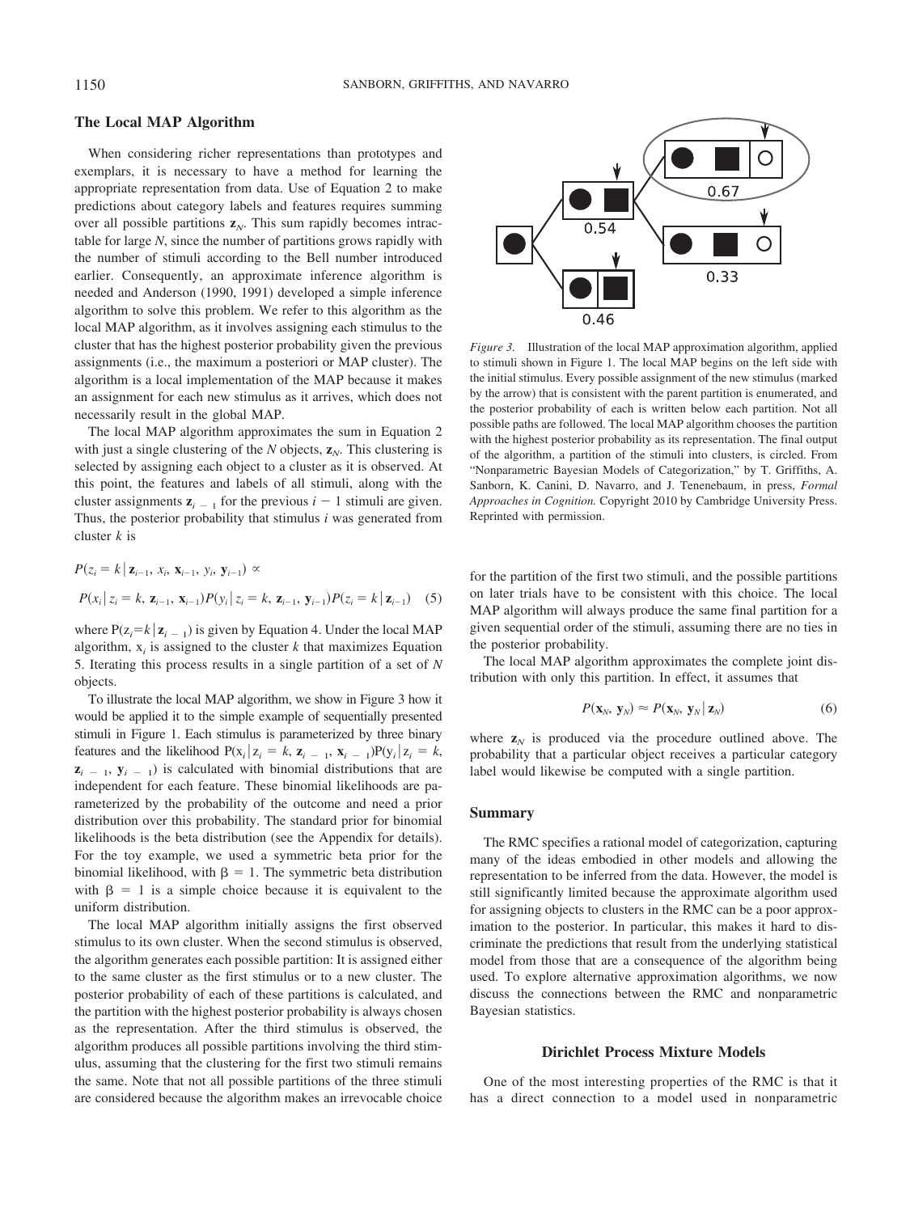## The Local MAP Algorithm

When considering richer representations than prototypes and exemplars, it is necessary to have a method for learning the appropriate representation from data. Use of Equation 2 to make predictions about category labels and features requires summing over all possible partitions $\mathbf{z}_N$. This sum rapidly becomes intractable for large $N$, since the number of partitions grows rapidly with the number of stimuli according to the Bell number introduced earlier. Consequently, an approximate inference algorithm is needed and Anderson (1990, 1991) developed a simple inference algorithm to solve this problem. We refer to this algorithm as the local MAP algorithm, as it involves assigning each stimulus to the cluster that has the highest posterior probability given the previous assignments (i.e., the maximum a posteriori or MAP cluster). The algorithm is a local implementation of the MAP because it makes an assignment for each new stimulus as it arrives, which does not necessarily result in the global MAP.

The local MAP algorithm approximates the sum in Equation 2 with just a single clustering of the $N$ objects, $\mathbf{z}_N$. This clustering is selected by assigning each object to a cluster as it is observed. At this point, the features and labels of all stimuli, along with the cluster assignments $\mathbf{z}_{i-1}$ for the previous $i - 1$ stimuli are given. Thus, the posterior probability that stimulus $i$ was generated from cluster $k$ is

$$P(z_i = k \mid \mathbf{z}_{i-1}, x_i, \mathbf{x}_{i-1}, y_i, \mathbf{y}_{i-1}) \propto$$

$$P(x_i \mid z_i = k, \mathbf{z}_{i-1}, \mathbf{x}_{i-1})P(y_i \mid z_i = k, \mathbf{z}_{i-1}, \mathbf{y}_{i-1})P(z_i = k \mid \mathbf{z}_{i-1}) \quad (5)$$

where $P(z_i{=}k \mid \mathbf{z}_{i-1})$ is given by Equation 4. Under the local MAP algorithm, $x_i$ is assigned to the cluster $k$ that maximizes Equation 5. Iterating this process results in a single partition of a set of $N$ objects.

To illustrate the local MAP algorithm, we show in Figure 3 how it would be applied it to the simple example of sequentially presented stimuli in Figure 1. Each stimulus is parameterized by three binary features and the likelihood $P(x_i \mid z_i = k, \mathbf{z}_{i-1}, \mathbf{x}_{i-1})P(y_i \mid z_i = k, \mathbf{z}_{i-1}, \mathbf{y}_{i-1})$ is calculated with binomial distributions that are independent for each feature. These binomial likelihoods are parameterized by the probability of the outcome and need a prior distribution over this probability. The standard prior for binomial likelihoods is the beta distribution (see the Appendix for details). For the toy example, we used a symmetric beta prior for the binomial likelihood, with $\beta = 1$. The symmetric beta distribution with $\beta = 1$ is a simple choice because it is equivalent to the uniform distribution.

The local MAP algorithm initially assigns the first observed stimulus to its own cluster. When the second stimulus is observed, the algorithm generates each possible partition: It is assigned either to the same cluster as the first stimulus or to a new cluster. The posterior probability of each of these partitions is calculated, and the partition with the highest posterior probability is always chosen as the representation. After the third stimulus is observed, the algorithm produces all possible partitions involving the third stimulus, assuming that the clustering for the first two stimuli remains the same. Note that not all possible partitions of the three stimuli are considered because the algorithm makes an irrevocable choice for the partition of the first two stimuli, and the possible partitions on later trials have to be consistent with this choice. The local MAP algorithm will always produce the same final partition for a given sequential order of the stimuli, assuming there are no ties in the posterior probability.

0.54
0.46
0.67
0.33

*Figure 3.* Illustration of the local MAP approximation algorithm, applied to stimuli shown in Figure 1. The local MAP begins on the left side with the initial stimulus. Every possible assignment of the new stimulus (marked by the arrow) that is consistent with the parent partition is enumerated, and the posterior probability of each is written below each partition. Not all possible paths are followed. The local MAP algorithm chooses the partition with the highest posterior probability as its representation. The final output of the algorithm, a partition of the stimuli into clusters, is circled. From "Nonparametric Bayesian Models of Categorization," by T. Griffiths, A. Sanborn, K. Canini, D. Navarro, and J. Tenenebaum, in press, *Formal Approaches in Cognition.* Copyright 2010 by Cambridge University Press. Reprinted with permission.

The local MAP algorithm approximates the complete joint distribution with only this partition. In effect, it assumes that

$$P(\mathbf{x}_N, \mathbf{y}_N) \approx P(\mathbf{x}_N, \mathbf{y}_N \mid \mathbf{z}_N) \quad (6)$$

where $\mathbf{z}_N$ is produced via the procedure outlined above. The probability that a particular object receives a particular category label would likewise be computed with a single partition.

## Summary

The RMC specifies a rational model of categorization, capturing many of the ideas embodied in other models and allowing the representation to be inferred from the data. However, the model is still significantly limited because the approximate algorithm used for assigning objects to clusters in the RMC can be a poor approximation to the posterior. In particular, this makes it hard to discriminate the predictions that result from the underlying statistical model from those that are a consequence of the algorithm being used. To explore alternative approximation algorithms, we now discuss the connections between the RMC and nonparametric Bayesian statistics.

# Dirichlet Process Mixture Models

One of the most interesting properties of the RMC is that it has a direct connection to a model used in nonparametric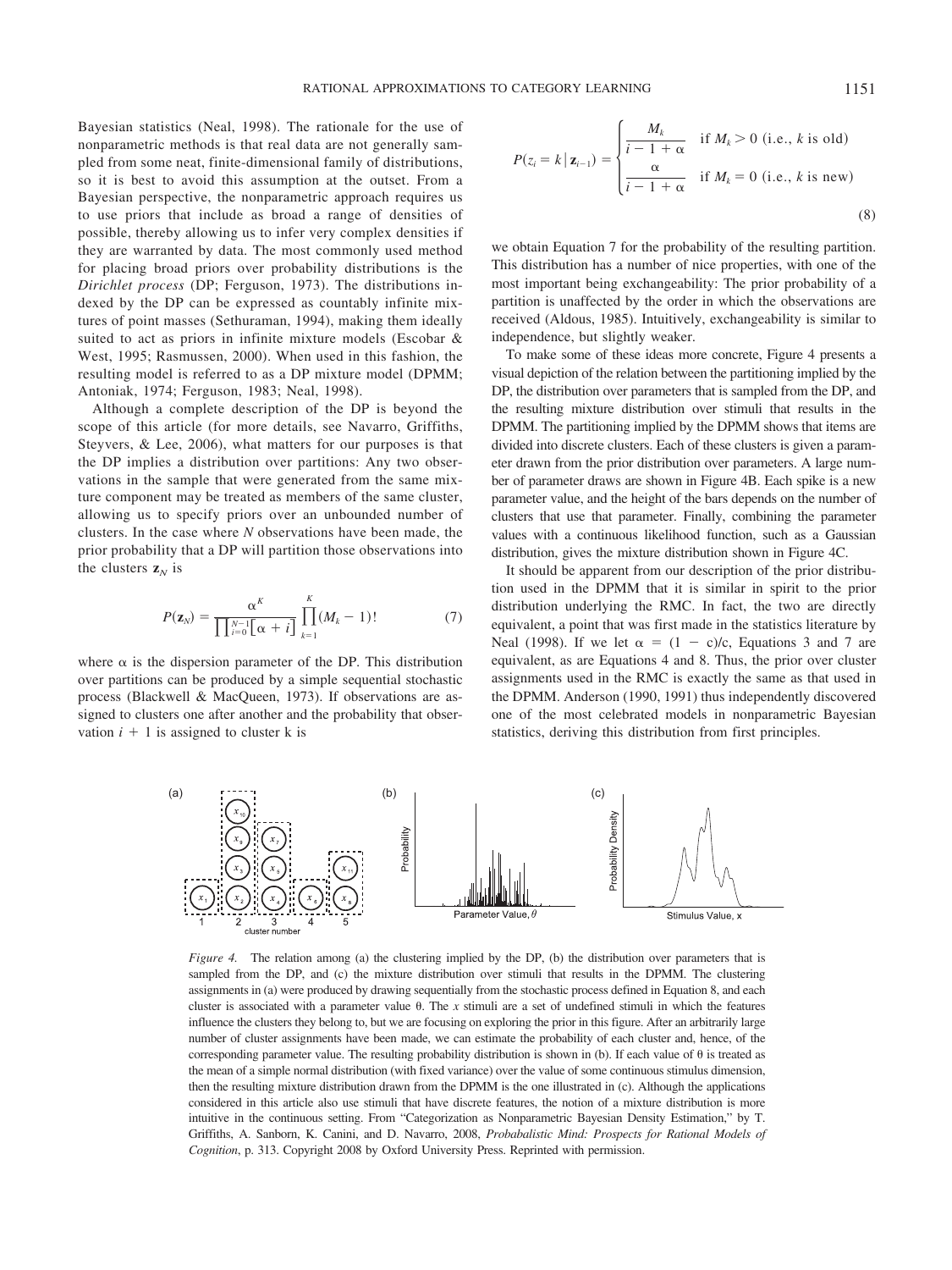Bayesian statistics (Neal, 1998). The rationale for the use of nonparametric methods is that real data are not generally sampled from some neat, finite-dimensional family of distributions, so it is best to avoid this assumption at the outset. From a Bayesian perspective, the nonparametric approach requires us to use priors that include as broad a range of densities of possible, thereby allowing us to infer very complex densities if they are warranted by data. The most commonly used method for placing broad priors over probability distributions is the *Dirichlet process* (DP; Ferguson, 1973). The distributions indexed by the DP can be expressed as countably infinite mixtures of point masses (Sethuraman, 1994), making them ideally suited to act as priors in infinite mixture models (Escobar & West, 1995; Rasmussen, 2000). When used in this fashion, the resulting model is referred to as a DP mixture model (DPMM; Antoniak, 1974; Ferguson, 1983; Neal, 1998).

Although a complete description of the DP is beyond the scope of this article (for more details, see Navarro, Griffiths, Steyvers, & Lee, 2006), what matters for our purposes is that the DP implies a distribution over partitions: Any two observations in the sample that were generated from the same mixture component may be treated as members of the same cluster, allowing us to specify priors over an unbounded number of clusters. In the case where $N$ observations have been made, the prior probability that a DP will partition those observations into the clusters $\mathbf{z}_N$ is

$$P(\mathbf{z}_N) = \frac{\alpha^K}{\prod_{i=0}^{N-1}\left[\alpha + i\right]} \prod_{k=1}^{K} (M_k - 1)! \tag{7}$$

where $\alpha$ is the dispersion parameter of the DP. This distribution over partitions can be produced by a simple sequential stochastic process (Blackwell & MacQueen, 1973). If observations are assigned to clusters one after another and the probability that observation $i + 1$ is assigned to cluster k is

$$P(z_i = k \mid \mathbf{z}_{i-1}) = \begin{cases} \dfrac{M_k}{i - 1 + \alpha} & \text{if } M_k > 0 \text{ (i.e., } k \text{ is old)} \\ \dfrac{\alpha}{i - 1 + \alpha} & \text{if } M_k = 0 \text{ (i.e., } k \text{ is new)} \end{cases} \tag{8}$$

we obtain Equation 7 for the probability of the resulting partition. This distribution has a number of nice properties, with one of the most important being exchangeability: The prior probability of a partition is unaffected by the order in which the observations are received (Aldous, 1985). Intuitively, exchangeability is similar to independence, but slightly weaker.

To make some of these ideas more concrete, Figure 4 presents a visual depiction of the relation between the partitioning implied by the DP, the distribution over parameters that is sampled from the DP, and the resulting mixture distribution over stimuli that results in the DPMM. The partitioning implied by the DPMM shows that items are divided into discrete clusters. Each of these clusters is given a parameter drawn from the prior distribution over parameters. A large number of parameter draws are shown in Figure 4B. Each spike is a new parameter value, and the height of the bars depends on the number of clusters that use that parameter. Finally, combining the parameter values with a continuous likelihood function, such as a Gaussian distribution, gives the mixture distribution shown in Figure 4C.

It should be apparent from our description of the prior distribution used in the DPMM that it is similar in spirit to the prior distribution underlying the RMC. In fact, the two are directly equivalent, a point that was first made in the statistics literature by Neal (1998). If we let $\alpha = (1 - c)/c$, Equations 3 and 7 are equivalent, as are Equations 4 and 8. Thus, the prior over cluster assignments used in the RMC is exactly the same as that used in the DPMM. Anderson (1990, 1991) thus independently discovered one of the most celebrated models in nonparametric Bayesian statistics, deriving this distribution from first principles.

*Figure 4.* The relation among (a) the clustering implied by the DP, (b) the distribution over parameters that is sampled from the DP, and (c) the mixture distribution over stimuli that results in the DPMM. The clustering assignments in (a) were produced by drawing sequentially from the stochastic process defined in Equation 8, and each cluster is associated with a parameter value θ. The $x$ stimuli are a set of undefined stimuli in which the features influence the clusters they belong to, but we are focusing on exploring the prior in this figure. After an arbitrarily large number of cluster assignments have been made, we can estimate the probability of each cluster and, hence, of the corresponding parameter value. The resulting probability distribution is shown in (b). If each value of θ is treated as the mean of a simple normal distribution (with fixed variance) over the value of some continuous stimulus dimension, then the resulting mixture distribution drawn from the DPMM is the one illustrated in (c). Although the applications considered in this article also use stimuli that have discrete features, the notion of a mixture distribution is more intuitive in the continuous setting. From "Categorization as Nonparametric Bayesian Density Estimation," by T. Griffiths, A. Sanborn, K. Canini, and D. Navarro, 2008, *Probabalistic Mind: Prospects for Rational Models of Cognition*, p. 313. Copyright 2008 by Oxford University Press. Reprinted with permission.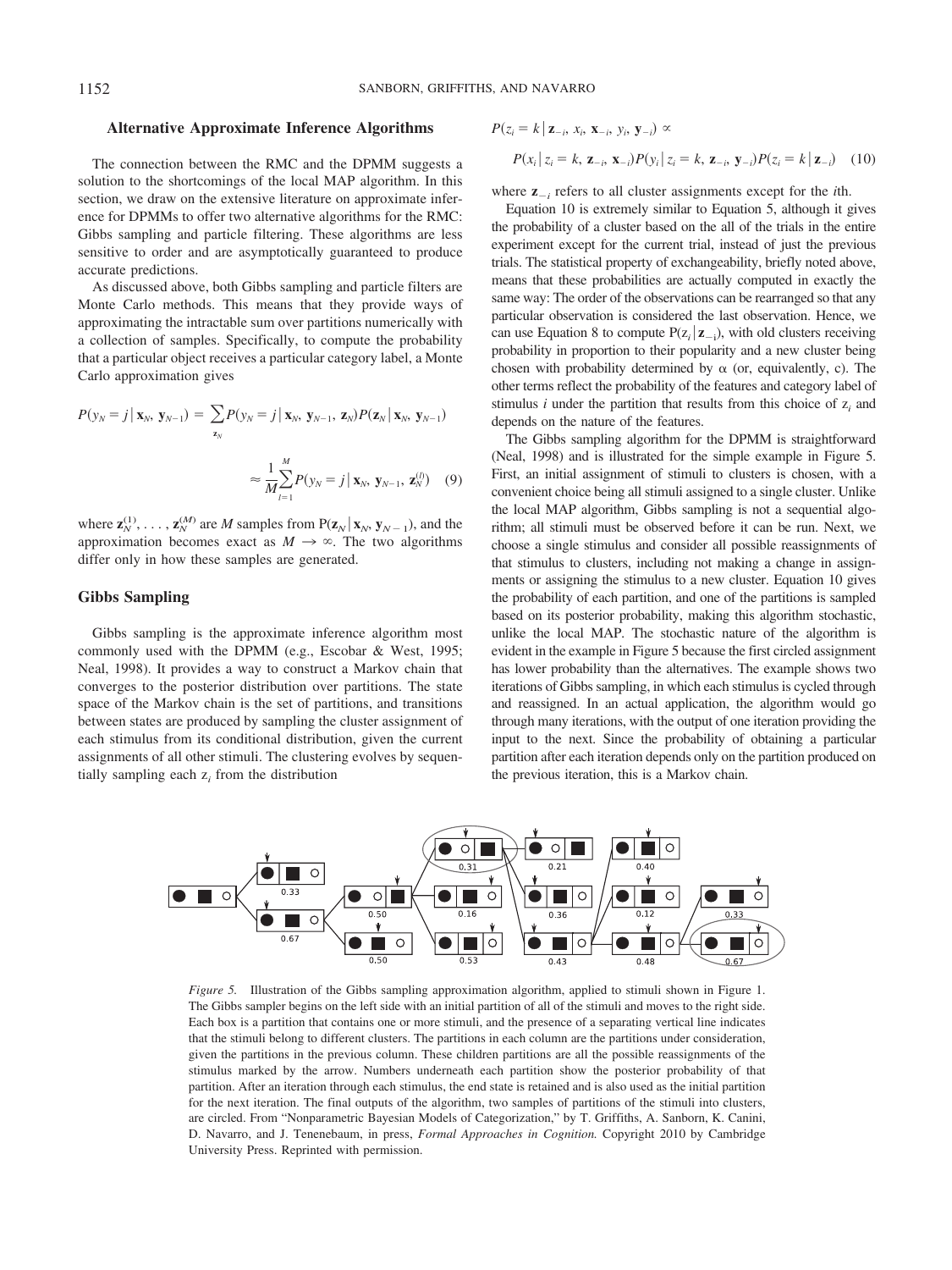## Alternative Approximate Inference Algorithms

The connection between the RMC and the DPMM suggests a solution to the shortcomings of the local MAP algorithm. In this section, we draw on the extensive literature on approximate inference for DPMMs to offer two alternative algorithms for the RMC: Gibbs sampling and particle filtering. These algorithms are less sensitive to order and are asymptotically guaranteed to produce accurate predictions.

As discussed above, both Gibbs sampling and particle filters are Monte Carlo methods. This means that they provide ways of approximating the intractable sum over partitions numerically with a collection of samples. Specifically, to compute the probability that a particular object receives a particular category label, a Monte Carlo approximation gives

$$P(y_N = j \mid \mathbf{x}_N, \mathbf{y}_{N-1}) = \sum_{\mathbf{z}_N} P(y_N = j \mid \mathbf{x}_N, \mathbf{y}_{N-1}, \mathbf{z}_N) P(\mathbf{z}_N \mid \mathbf{x}_N, \mathbf{y}_{N-1})$$

$$\approx \frac{1}{M} \sum_{l=1}^{M} P(y_N = j \mid \mathbf{x}_N, \mathbf{y}_{N-1}, \mathbf{z}_N^{(l)}) \quad (9)$$

where $\mathbf{z}_N^{(1)}, \ldots, \mathbf{z}_N^{(M)}$ are $M$ samples from $P(\mathbf{z}_N \mid \mathbf{x}_N, \mathbf{y}_{N-1})$, and the approximation becomes exact as $M \to \infty$. The two algorithms differ only in how these samples are generated.

### Gibbs Sampling

Gibbs sampling is the approximate inference algorithm most commonly used with the DPMM (e.g., Escobar & West, 1995; Neal, 1998). It provides a way to construct a Markov chain that converges to the posterior distribution over partitions. The state space of the Markov chain is the set of partitions, and transitions between states are produced by sampling the cluster assignment of each stimulus from its conditional distribution, given the current assignments of all other stimuli. The clustering evolves by sequentially sampling each $z_i$ from the distribution

$$P(z_i = k \mid \mathbf{z}_{-i}, x_i, \mathbf{x}_{-i}, y_i, \mathbf{y}_{-i}) \propto$$

$$P(x_i \mid z_i = k, \mathbf{z}_{-i}, \mathbf{x}_{-i}) P(y_i \mid z_i = k, \mathbf{z}_{-i}, \mathbf{y}_{-i}) P(z_i = k \mid \mathbf{z}_{-i}) \quad (10)$$

where $\mathbf{z}_{-i}$ refers to all cluster assignments except for the $i$th.

Equation 10 is extremely similar to Equation 5, although it gives the probability of a cluster based on the all of the trials in the entire experiment except for the current trial, instead of just the previous trials. The statistical property of exchangeability, briefly noted above, means that these probabilities are actually computed in exactly the same way: The order of the observations can be rearranged so that any particular observation is considered the last observation. Hence, we can use Equation 8 to compute $P(z_i \mid \mathbf{z}_{-i})$, with old clusters receiving probability in proportion to their popularity and a new cluster being chosen with probability determined by $\alpha$ (or, equivalently, $c$). The other terms reflect the probability of the features and category label of stimulus $i$ under the partition that results from this choice of $z_i$ and depends on the nature of the features.

The Gibbs sampling algorithm for the DPMM is straightforward (Neal, 1998) and is illustrated for the simple example in Figure 5. First, an initial assignment of stimuli to clusters is chosen, with a convenient choice being all stimuli assigned to a single cluster. Unlike the local MAP algorithm, Gibbs sampling is not a sequential algorithm; all stimuli must be observed before it can be run. Next, we choose a single stimulus and consider all possible reassignments of that stimulus to clusters, including not making a change in assignments or assigning the stimulus to a new cluster. Equation 10 gives the probability of each partition, and one of the partitions is sampled based on its posterior probability, making this algorithm stochastic, unlike the local MAP. The stochastic nature of the algorithm is evident in the example in Figure 5 because the first circled assignment has lower probability than the alternatives. The example shows two iterations of Gibbs sampling, in which each stimulus is cycled through and reassigned. In an actual application, the algorithm would go through many iterations, with the output of one iteration providing the input to the next. Since the probability of obtaining a particular partition after each iteration depends only on the partition produced on the previous iteration, this is a Markov chain.

*Figure 5.* Illustration of the Gibbs sampling approximation algorithm, applied to stimuli shown in Figure 1. The Gibbs sampler begins on the left side with an initial partition of all of the stimuli and moves to the right side. Each box is a partition that contains one or more stimuli, and the presence of a separating vertical line indicates that the stimuli belong to different clusters. The partitions in each column are the partitions under consideration, given the partitions in the previous column. These children partitions are all the possible reassignments of the stimulus marked by the arrow. Numbers underneath each partition show the posterior probability of that partition. After an iteration through each stimulus, the end state is retained and is also used as the initial partition for the next iteration. The final outputs of the algorithm, two samples of partitions of the stimuli into clusters, are circled. From "Nonparametric Bayesian Models of Categorization," by T. Griffiths, A. Sanborn, K. Canini, D. Navarro, and J. Tenenbaum, in press, *Formal Approaches in Cognition.* Copyright 2010 by Cambridge University Press. Reprinted with permission.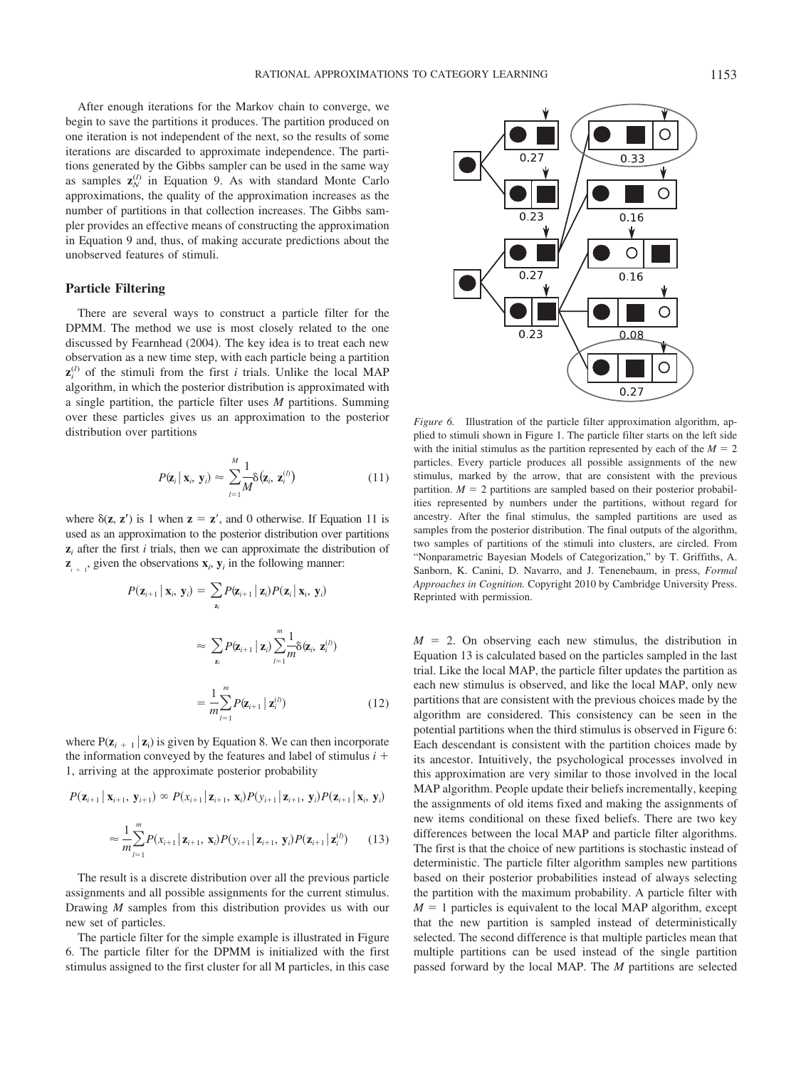After enough iterations for the Markov chain to converge, we begin to save the partitions it produces. The partition produced on one iteration is not independent of the next, so the results of some iterations are discarded to approximate independence. The partitions generated by the Gibbs sampler can be used in the same way as samples $\mathbf{z}_N^{(l)}$ in Equation 9. As with standard Monte Carlo approximations, the quality of the approximation increases as the number of partitions in that collection increases. The Gibbs sampler provides an effective means of constructing the approximation in Equation 9 and, thus, of making accurate predictions about the unobserved features of stimuli.

## Particle Filtering

There are several ways to construct a particle filter for the DPMM. The method we use is most closely related to the one discussed by Fearnhead (2004). The key idea is to treat each new observation as a new time step, with each particle being a partition $\mathbf{z}_i^{(l)}$ of the stimuli from the first $i$ trials. Unlike the local MAP algorithm, in which the posterior distribution is approximated with a single partition, the particle filter uses $M$ partitions. Summing over these particles gives us an approximation to the posterior distribution over partitions

$$P(\mathbf{z}_i \mid \mathbf{x}_i, \mathbf{y}_i) \approx \sum_{l=1}^{M} \frac{1}{M} \delta(\mathbf{z}_i, \mathbf{z}_i^{(l)}) \tag{11}$$

where $\delta(\mathbf{z}, \mathbf{z}')$ is 1 when $\mathbf{z} = \mathbf{z}'$, and 0 otherwise. If Equation 11 is used as an approximation to the posterior distribution over partitions $\mathbf{z}_i$ after the first $i$ trials, then we can approximate the distribution of $\mathbf{z}_{i+1}$, given the observations $\mathbf{x}_i$, $\mathbf{y}_i$ in the following manner:

$$\begin{aligned}
P(\mathbf{z}_{i+1} \mid \mathbf{x}_i, \mathbf{y}_i) &= \sum_{\mathbf{z}_i} P(\mathbf{z}_{i+1} \mid \mathbf{z}_i) P(\mathbf{z}_i \mid \mathbf{x}_i, \mathbf{y}_i) \\
&\approx \sum_{\mathbf{z}_i} P(\mathbf{z}_{i+1} \mid \mathbf{z}_i) \sum_{l=1}^{m} \frac{1}{m} \delta(\mathbf{z}_i, \mathbf{z}_i^{(l)}) \\
&= \frac{1}{m} \sum_{l=1}^{m} P(\mathbf{z}_{i+1} \mid \mathbf{z}_i^{(l)})
\end{aligned} \tag{12}$$

where $P(\mathbf{z}_{i+1} \mid \mathbf{z}_i)$ is given by Equation 8. We can then incorporate the information conveyed by the features and label of stimulus $i + 1$, arriving at the approximate posterior probability

$$\begin{aligned}
P(\mathbf{z}_{i+1} \mid \mathbf{x}_{i+1}, \mathbf{y}_{i+1}) &\propto P(x_{i+1} \mid \mathbf{z}_{i+1}, \mathbf{x}_i) P(y_{i+1} \mid \mathbf{z}_{i+1}, \mathbf{y}_i) P(\mathbf{z}_{i+1} \mid \mathbf{x}_i, \mathbf{y}_i) \\
&\approx \frac{1}{m} \sum_{l=1}^{m} P(x_{i+1} \mid \mathbf{z}_{i+1}, \mathbf{x}_i) P(y_{i+1} \mid \mathbf{z}_{i+1}, \mathbf{y}_i) P(\mathbf{z}_{i+1} \mid \mathbf{z}_i^{(l)})
\end{aligned} \tag{13}$$

The result is a discrete distribution over all the previous particle assignments and all possible assignments for the current stimulus. Drawing $M$ samples from this distribution provides us with our new set of particles.

The particle filter for the simple example is illustrated in Figure 6. The particle filter for the DPMM is initialized with the first stimulus assigned to the first cluster for all M particles, in this case $M = 2$. On observing each new stimulus, the distribution in Equation 13 is calculated based on the particles sampled in the last trial. Like the local MAP, the particle filter updates the partition as each new stimulus is observed, and like the local MAP, only new partitions that are consistent with the previous choices made by the algorithm are considered. This consistency can be seen in the potential partitions when the third stimulus is observed in Figure 6: Each descendant is consistent with the partition choices made by its ancestor. Intuitively, the psychological processes involved in this approximation are very similar to those involved in the local MAP algorithm. People update their beliefs incrementally, keeping the assignments of old items fixed and making the assignments of new items conditional on these fixed beliefs. There are two key differences between the local MAP and particle filter algorithms. The first is that the choice of new partitions is stochastic instead of deterministic. The particle filter algorithm samples new partitions based on their posterior probabilities instead of always selecting the partition with the maximum probability. A particle filter with $M = 1$ particles is equivalent to the local MAP algorithm, except that the new partition is sampled instead of deterministically selected. The second difference is that multiple particles mean that multiple partitions can be used instead of the single partition passed forward by the local MAP. The $M$ partitions are selected

0.27
0.33
0.23
0.16
0.27
0.16
0.23
0.08
0.27

*Figure 6.* Illustration of the particle filter approximation algorithm, applied to stimuli shown in Figure 1. The particle filter starts on the left side with the initial stimulus as the partition represented by each of the $M = 2$ particles. Every particle produces all possible assignments of the new stimulus, marked by the arrow, that are consistent with the previous partition. $M = 2$ partitions are sampled based on their posterior probabilities represented by numbers under the partitions, without regard for ancestry. After the final stimulus, the sampled partitions are used as samples from the posterior distribution. The final outputs of the algorithm, two samples of partitions of the stimuli into clusters, are circled. From "Nonparametric Bayesian Models of Categorization," by T. Griffiths, A. Sanborn, K. Canini, D. Navarro, and J. Tenenebaum, in press, *Formal Approaches in Cognition.* Copyright 2010 by Cambridge University Press. Reprinted with permission.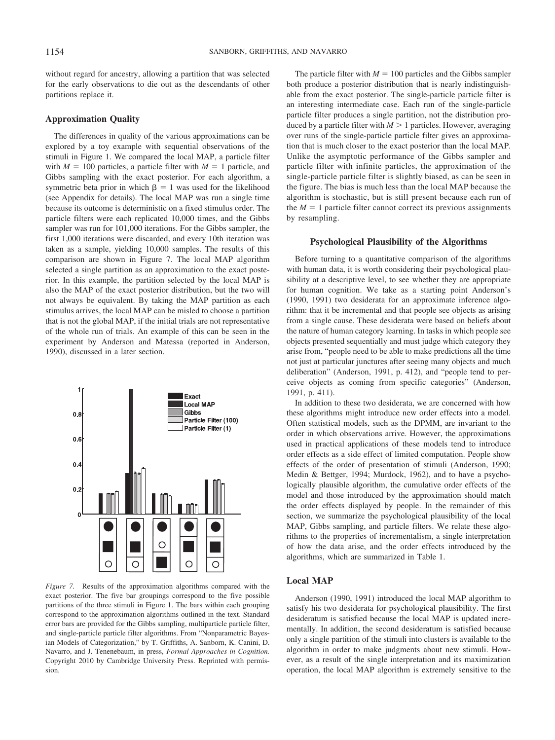without regard for ancestry, allowing a partition that was selected for the early observations to die out as the descendants of other partitions replace it.

## Approximation Quality

The differences in quality of the various approximations can be explored by a toy example with sequential observations of the stimuli in Figure 1. We compared the local MAP, a particle filter with $M = 100$ particles, a particle filter with $M = 1$ particle, and Gibbs sampling with the exact posterior. For each algorithm, a symmetric beta prior in which $\beta = 1$ was used for the likelihood (see Appendix for details). The local MAP was run a single time because its outcome is deterministic on a fixed stimulus order. The particle filters were each replicated 10,000 times, and the Gibbs sampler was run for 101,000 iterations. For the Gibbs sampler, the first 1,000 iterations were discarded, and every 10th iteration was taken as a sample, yielding 10,000 samples. The results of this comparison are shown in Figure 7. The local MAP algorithm selected a single partition as an approximation to the exact posterior. In this example, the partition selected by the local MAP is also the MAP of the exact posterior distribution, but the two will not always be equivalent. By taking the MAP partition as each stimulus arrives, the local MAP can be misled to choose a partition that is not the global MAP, if the initial trials are not representative of the whole run of trials. An example of this can be seen in the experiment by Anderson and Matessa (reported in Anderson, 1990), discussed in a later section.

*Figure 7.* Results of the approximation algorithms compared with the exact posterior. The five bar groupings correspond to the five possible partitions of the three stimuli in Figure 1. The bars within each grouping correspond to the approximation algorithms outlined in the text. Standard error bars are provided for the Gibbs sampling, multiparticle particle filter, and single-particle particle filter algorithms. From "Nonparametric Bayesian Models of Categorization," by T. Griffiths, A. Sanborn, K. Canini, D. Navarro, and J. Tenenebaum, in press, *Formal Approaches in Cognition.* Copyright 2010 by Cambridge University Press. Reprinted with permission.

The particle filter with $M = 100$ particles and the Gibbs sampler both produce a posterior distribution that is nearly indistinguishable from the exact posterior. The single-particle particle filter is an interesting intermediate case. Each run of the single-particle particle filter produces a single partition, not the distribution produced by a particle filter with $M > 1$ particles. However, averaging over runs of the single-particle particle filter gives an approximation that is much closer to the exact posterior than the local MAP. Unlike the asymptotic performance of the Gibbs sampler and particle filter with infinite particles, the approximation of the single-particle particle filter is slightly biased, as can be seen in the figure. The bias is much less than the local MAP because the algorithm is stochastic, but is still present because each run of the $M = 1$ particle filter cannot correct its previous assignments by resampling.

## Psychological Plausibility of the Algorithms

Before turning to a quantitative comparison of the algorithms with human data, it is worth considering their psychological plausibility at a descriptive level, to see whether they are appropriate for human cognition. We take as a starting point Anderson's (1990, 1991) two desiderata for an approximate inference algorithm: that it be incremental and that people see objects as arising from a single cause. These desiderata were based on beliefs about the nature of human category learning. In tasks in which people see objects presented sequentially and must judge which category they arise from, "people need to be able to make predictions all the time not just at particular junctures after seeing many objects and much deliberation" (Anderson, 1991, p. 412), and "people tend to perceive objects as coming from specific categories" (Anderson, 1991, p. 411).

In addition to these two desiderata, we are concerned with how these algorithms might introduce new order effects into a model. Often statistical models, such as the DPMM, are invariant to the order in which observations arrive. However, the approximations used in practical applications of these models tend to introduce order effects as a side effect of limited computation. People show effects of the order of presentation of stimuli (Anderson, 1990; Medin & Bettger, 1994; Murdock, 1962), and to have a psychologically plausible algorithm, the cumulative order effects of the model and those introduced by the approximation should match the order effects displayed by people. In the remainder of this section, we summarize the psychological plausibility of the local MAP, Gibbs sampling, and particle filters. We relate these algorithms to the properties of incrementalism, a single interpretation of how the data arise, and the order effects introduced by the algorithms, which are summarized in Table 1.

## Local MAP

Anderson (1990, 1991) introduced the local MAP algorithm to satisfy his two desiderata for psychological plausibility. The first desideratum is satisfied because the local MAP is updated incrementally. In addition, the second desideratum is satisfied because only a single partition of the stimuli into clusters is available to the algorithm in order to make judgments about new stimuli. However, as a result of the single interpretation and its maximization operation, the local MAP algorithm is extremely sensitive to the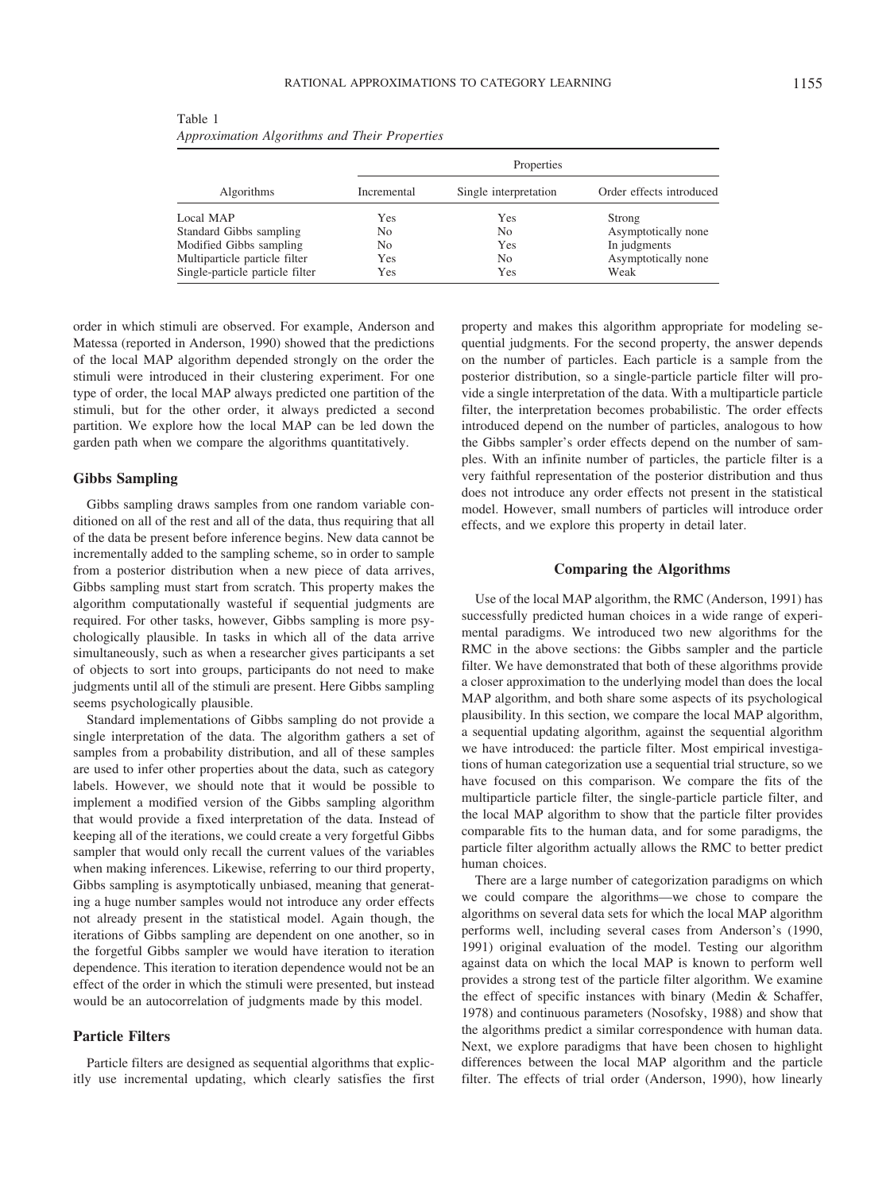Table 1
*Approximation Algorithms and Their Properties*

| Algorithms | Properties | | |
|---|---|---|---|
| | Incremental | Single interpretation | Order effects introduced |
| Local MAP | Yes | Yes | Strong |
| Standard Gibbs sampling | No | No | Asymptotically none |
| Modified Gibbs sampling | No | Yes | In judgments |
| Multiparticle particle filter | Yes | No | Asymptotically none |
| Single-particle particle filter | Yes | Yes | Weak |

order in which stimuli are observed. For example, Anderson and Matessa (reported in Anderson, 1990) showed that the predictions of the local MAP algorithm depended strongly on the order the stimuli were introduced in their clustering experiment. For one type of order, the local MAP always predicted one partition of the stimuli, but for the other order, it always predicted a second partition. We explore how the local MAP can be led down the garden path when we compare the algorithms quantitatively.

## Gibbs Sampling

Gibbs sampling draws samples from one random variable conditioned on all of the rest and all of the data, thus requiring that all of the data be present before inference begins. New data cannot be incrementally added to the sampling scheme, so in order to sample from a posterior distribution when a new piece of data arrives, Gibbs sampling must start from scratch. This property makes the algorithm computationally wasteful if sequential judgments are required. For other tasks, however, Gibbs sampling is more psychologically plausible. In tasks in which all of the data arrive simultaneously, such as when a researcher gives participants a set of objects to sort into groups, participants do not need to make judgments until all of the stimuli are present. Here Gibbs sampling seems psychologically plausible.

Standard implementations of Gibbs sampling do not provide a single interpretation of the data. The algorithm gathers a set of samples from a probability distribution, and all of these samples are used to infer other properties about the data, such as category labels. However, we should note that it would be possible to implement a modified version of the Gibbs sampling algorithm that would provide a fixed interpretation of the data. Instead of keeping all of the iterations, we could create a very forgetful Gibbs sampler that would only recall the current values of the variables when making inferences. Likewise, referring to our third property, Gibbs sampling is asymptotically unbiased, meaning that generating a huge number samples would not introduce any order effects not already present in the statistical model. Again though, the iterations of Gibbs sampling are dependent on one another, so in the forgetful Gibbs sampler we would have iteration to iteration dependence. This iteration to iteration dependence would not be an effect of the order in which the stimuli were presented, but instead would be an autocorrelation of judgments made by this model.

## Particle Filters

Particle filters are designed as sequential algorithms that explicitly use incremental updating, which clearly satisfies the first property and makes this algorithm appropriate for modeling sequential judgments. For the second property, the answer depends on the number of particles. Each particle is a sample from the posterior distribution, so a single-particle particle filter will provide a single interpretation of the data. With a multiparticle particle filter, the interpretation becomes probabilistic. The order effects introduced depend on the number of particles, analogous to how the Gibbs sampler's order effects depend on the number of samples. With an infinite number of particles, the particle filter is a very faithful representation of the posterior distribution and thus does not introduce any order effects not present in the statistical model. However, small numbers of particles will introduce order effects, and we explore this property in detail later.

# Comparing the Algorithms

Use of the local MAP algorithm, the RMC (Anderson, 1991) has successfully predicted human choices in a wide range of experimental paradigms. We introduced two new algorithms for the RMC in the above sections: the Gibbs sampler and the particle filter. We have demonstrated that both of these algorithms provide a closer approximation to the underlying model than does the local MAP algorithm, and both share some aspects of its psychological plausibility. In this section, we compare the local MAP algorithm, a sequential updating algorithm, against the sequential algorithm we have introduced: the particle filter. Most empirical investigations of human categorization use a sequential trial structure, so we have focused on this comparison. We compare the fits of the multiparticle particle filter, the single-particle particle filter, and the local MAP algorithm to show that the particle filter provides comparable fits to the human data, and for some paradigms, the particle filter algorithm actually allows the RMC to better predict human choices.

There are a large number of categorization paradigms on which we could compare the algorithms—we chose to compare the algorithms on several data sets for which the local MAP algorithm performs well, including several cases from Anderson's (1990, 1991) original evaluation of the model. Testing our algorithm against data on which the local MAP is known to perform well provides a strong test of the particle filter algorithm. We examine the effect of specific instances with binary (Medin & Schaffer, 1978) and continuous parameters (Nosofsky, 1988) and show that the algorithms predict a similar correspondence with human data. Next, we explore paradigms that have been chosen to highlight differences between the local MAP algorithm and the particle filter. The effects of trial order (Anderson, 1990), how linearly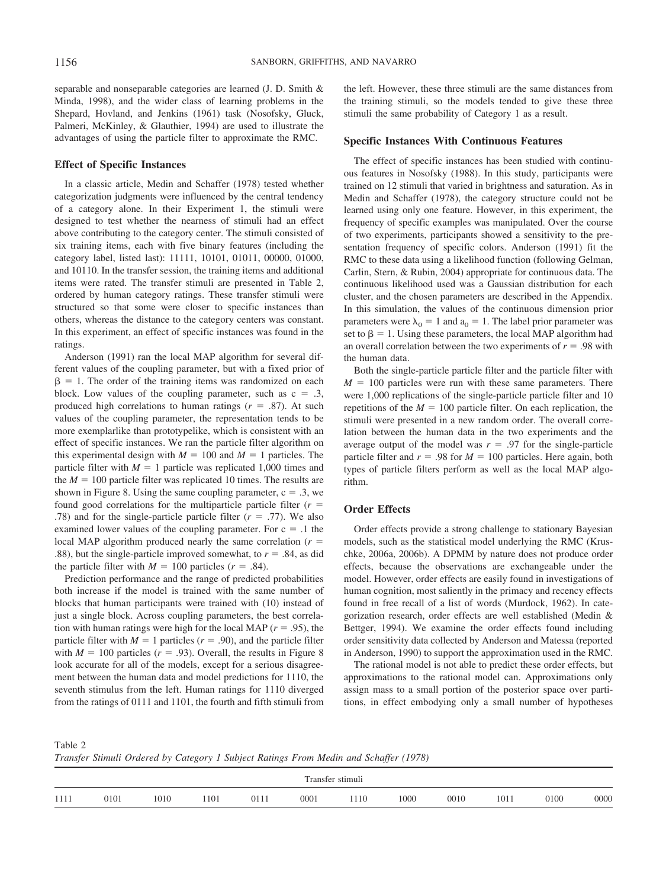separable and nonseparable categories are learned (J. D. Smith & Minda, 1998), and the wider class of learning problems in the Shepard, Hovland, and Jenkins (1961) task (Nosofsky, Gluck, Palmeri, McKinley, & Glauthier, 1994) are used to illustrate the advantages of using the particle filter to approximate the RMC.

### Effect of Specific Instances

In a classic article, Medin and Schaffer (1978) tested whether categorization judgments were influenced by the central tendency of a category alone. In their Experiment 1, the stimuli were designed to test whether the nearness of stimuli had an effect above contributing to the category center. The stimuli consisted of six training items, each with five binary features (including the category label, listed last): 11111, 10101, 01011, 00000, 01000, and 10110. In the transfer session, the training items and additional items were rated. The transfer stimuli are presented in Table 2, ordered by human category ratings. These transfer stimuli were structured so that some were closer to specific instances than others, whereas the distance to the category centers was constant. In this experiment, an effect of specific instances was found in the ratings.

Anderson (1991) ran the local MAP algorithm for several different values of the coupling parameter, but with a fixed prior of $\beta = 1$. The order of the training items was randomized on each block. Low values of the coupling parameter, such as $c = .3$, produced high correlations to human ratings ($r = .87$). At such values of the coupling parameter, the representation tends to be more exemplarlike than prototypelike, which is consistent with an effect of specific instances. We ran the particle filter algorithm on this experimental design with $M = 100$ and $M = 1$ particles. The particle filter with $M = 1$ particle was replicated 1,000 times and the $M = 100$ particle filter was replicated 10 times. The results are shown in Figure 8. Using the same coupling parameter, $c = .3$, we found good correlations for the multiparticle particle filter ($r = .78$) and for the single-particle particle filter ($r = .77$). We also examined lower values of the coupling parameter. For $c = .1$ the local MAP algorithm produced nearly the same correlation ($r = .88$), but the single-particle improved somewhat, to $r = .84$, as did the particle filter with $M = 100$ particles ($r = .84$).

Prediction performance and the range of predicted probabilities both increase if the model is trained with the same number of blocks that human participants were trained with (10) instead of just a single block. Across coupling parameters, the best correlation with human ratings were high for the local MAP ($r = .95$), the particle filter with $M = 1$ particles ($r = .90$), and the particle filter with $M = 100$ particles ($r = .93$). Overall, the results in Figure 8 look accurate for all of the models, except for a serious disagreement between the human data and model predictions for 1110, the seventh stimulus from the left. Human ratings for 1110 diverged from the ratings of 0111 and 1101, the fourth and fifth stimuli from the left. However, these three stimuli are the same distances from the training stimuli, so the models tended to give these three stimuli the same probability of Category 1 as a result.

### Specific Instances With Continuous Features

The effect of specific instances has been studied with continuous features in Nosofsky (1988). In this study, participants were trained on 12 stimuli that varied in brightness and saturation. As in Medin and Schaffer (1978), the category structure could not be learned using only one feature. However, in this experiment, the frequency of specific examples was manipulated. Over the course of two experiments, participants showed a sensitivity to the presentation frequency of specific colors. Anderson (1991) fit the RMC to these data using a likelihood function (following Gelman, Carlin, Stern, & Rubin, 2004) appropriate for continuous data. The continuous likelihood used was a Gaussian distribution for each cluster, and the chosen parameters are described in the Appendix. In this simulation, the values of the continuous dimension prior parameters were $\lambda_0 = 1$ and $a_0 = 1$. The label prior parameter was set to $\beta = 1$. Using these parameters, the local MAP algorithm had an overall correlation between the two experiments of $r = .98$ with the human data.

Both the single-particle particle filter and the particle filter with $M = 100$ particles were run with these same parameters. There were 1,000 replications of the single-particle particle filter and 10 repetitions of the $M = 100$ particle filter. On each replication, the stimuli were presented in a new random order. The overall correlation between the human data in the two experiments and the average output of the model was $r = .97$ for the single-particle particle filter and $r = .98$ for $M = 100$ particles. Here again, both types of particle filters perform as well as the local MAP algorithm.

### Order Effects

Order effects provide a strong challenge to stationary Bayesian models, such as the statistical model underlying the RMC (Kruschke, 2006a, 2006b). A DPMM by nature does not produce order effects, because the observations are exchangeable under the model. However, order effects are easily found in investigations of human cognition, most saliently in the primacy and recency effects found in free recall of a list of words (Murdock, 1962). In categorization research, order effects are well established (Medin & Bettger, 1994). We examine the order effects found including order sensitivity data collected by Anderson and Matessa (reported in Anderson, 1990) to support the approximation used in the RMC.

The rational model is not able to predict these order effects, but approximations to the rational model can. Approximations only assign mass to a small portion of the posterior space over partitions, in effect embodying only a small number of hypotheses

Table 2
*Transfer Stimuli Ordered by Category 1 Subject Ratings From Medin and Schaffer (1978)*

| Transfer stimuli | | | | | | | | | | | |
|---|---|---|---|---|---|---|---|---|---|---|---|
| 1111 | 0101 | 1010 | 1101 | 0111 | 0001 | 1110 | 1000 | 0010 | 1011 | 0100 | 0000 |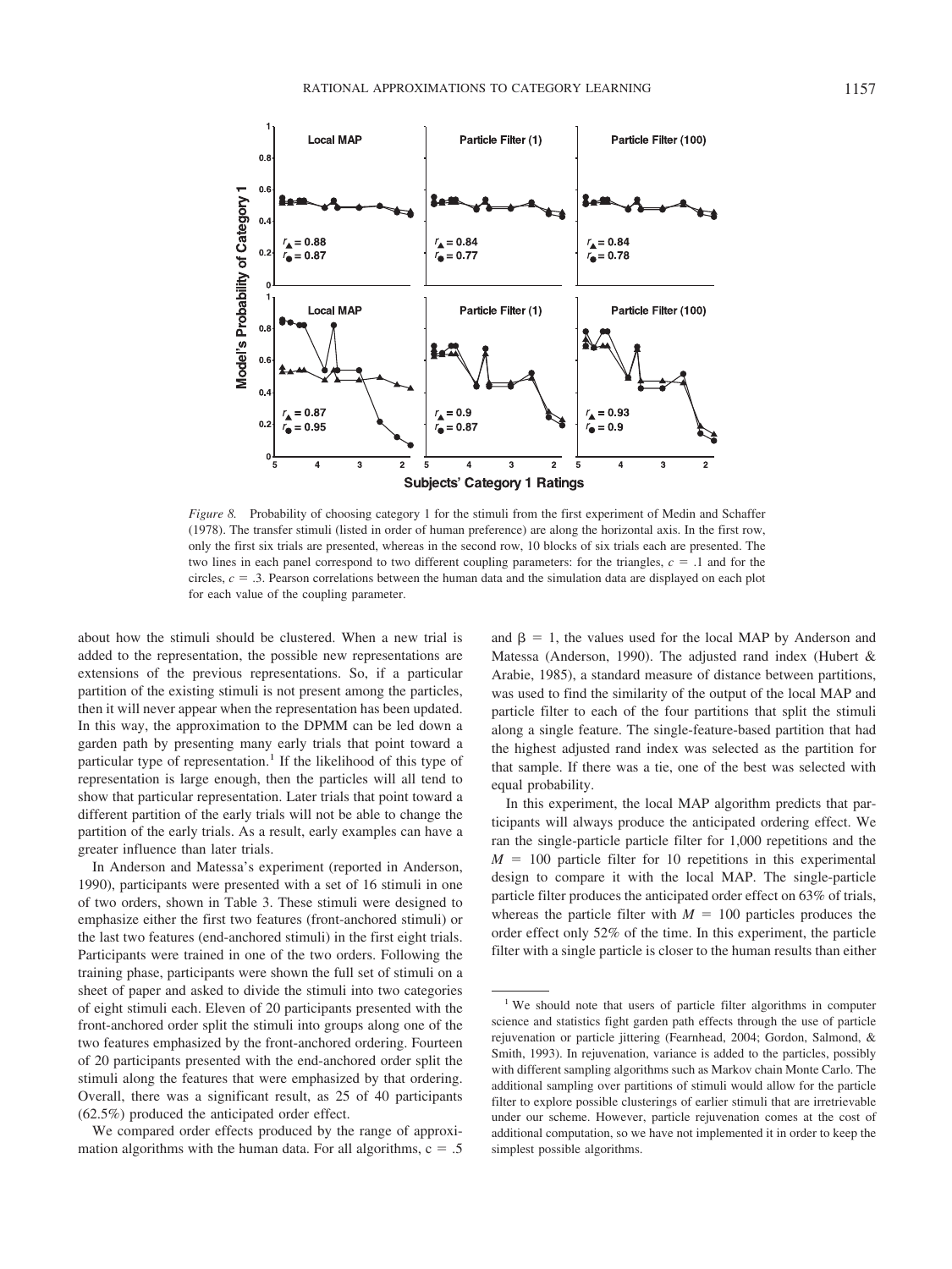*Figure 8.* Probability of choosing category 1 for the stimuli from the first experiment of Medin and Schaffer (1978). The transfer stimuli (listed in order of human preference) are along the horizontal axis. In the first row, only the first six trials are presented, whereas in the second row, 10 blocks of six trials each are presented. The two lines in each panel correspond to two different coupling parameters: for the triangles, $c = .1$ and for the circles, $c = .3$. Pearson correlations between the human data and the simulation data are displayed on each plot for each value of the coupling parameter.

about how the stimuli should be clustered. When a new trial is added to the representation, the possible new representations are extensions of the previous representations. So, if a particular partition of the existing stimuli is not present among the particles, then it will never appear when the representation has been updated. In this way, the approximation to the DPMM can be led down a garden path by presenting many early trials that point toward a particular type of representation.[1] If the likelihood of this type of representation is large enough, then the particles will all tend to show that particular representation. Later trials that point toward a different partition of the early trials will not be able to change the partition of the early trials. As a result, early examples can have a greater influence than later trials.

In Anderson and Matessa's experiment (reported in Anderson, 1990), participants were presented with a set of 16 stimuli in one of two orders, shown in Table 3. These stimuli were designed to emphasize either the first two features (front-anchored stimuli) or the last two features (end-anchored stimuli) in the first eight trials. Participants were trained in one of the two orders. Following the training phase, participants were shown the full set of stimuli on a sheet of paper and asked to divide the stimuli into two categories of eight stimuli each. Eleven of 20 participants presented with the front-anchored order split the stimuli into groups along one of the two features emphasized by the front-anchored ordering. Fourteen of 20 participants presented with the end-anchored order split the stimuli along the features that were emphasized by that ordering. Overall, there was a significant result, as 25 of 40 participants (62.5%) produced the anticipated order effect.

We compared order effects produced by the range of approximation algorithms with the human data. For all algorithms, $c = .5$ and $\beta = 1$, the values used for the local MAP by Anderson and Matessa (Anderson, 1990). The adjusted rand index (Hubert & Arabie, 1985), a standard measure of distance between partitions, was used to find the similarity of the output of the local MAP and particle filter to each of the four partitions that split the stimuli along a single feature. The single-feature-based partition that had the highest adjusted rand index was selected as the partition for that sample. If there was a tie, one of the best was selected with equal probability.

In this experiment, the local MAP algorithm predicts that participants will always produce the anticipated ordering effect. We ran the single-particle particle filter for 1,000 repetitions and the $M = 100$ particle filter for 10 repetitions in this experimental design to compare it with the local MAP. The single-particle particle filter produces the anticipated order effect on 63% of trials, whereas the particle filter with $M = 100$ particles produces the order effect only 52% of the time. In this experiment, the particle filter with a single particle is closer to the human results than either

[1] We should note that users of particle filter algorithms in computer science and statistics fight garden path effects through the use of particle rejuvenation or particle jittering (Fearnhead, 2004; Gordon, Salmond, & Smith, 1993). In rejuvenation, variance is added to the particles, possibly with different sampling algorithms such as Markov chain Monte Carlo. The additional sampling over partitions of stimuli would allow for the particle filter to explore possible clusterings of earlier stimuli that are irretrievable under our scheme. However, particle rejuvenation comes at the cost of additional computation, so we have not implemented it in order to keep the simplest possible algorithms.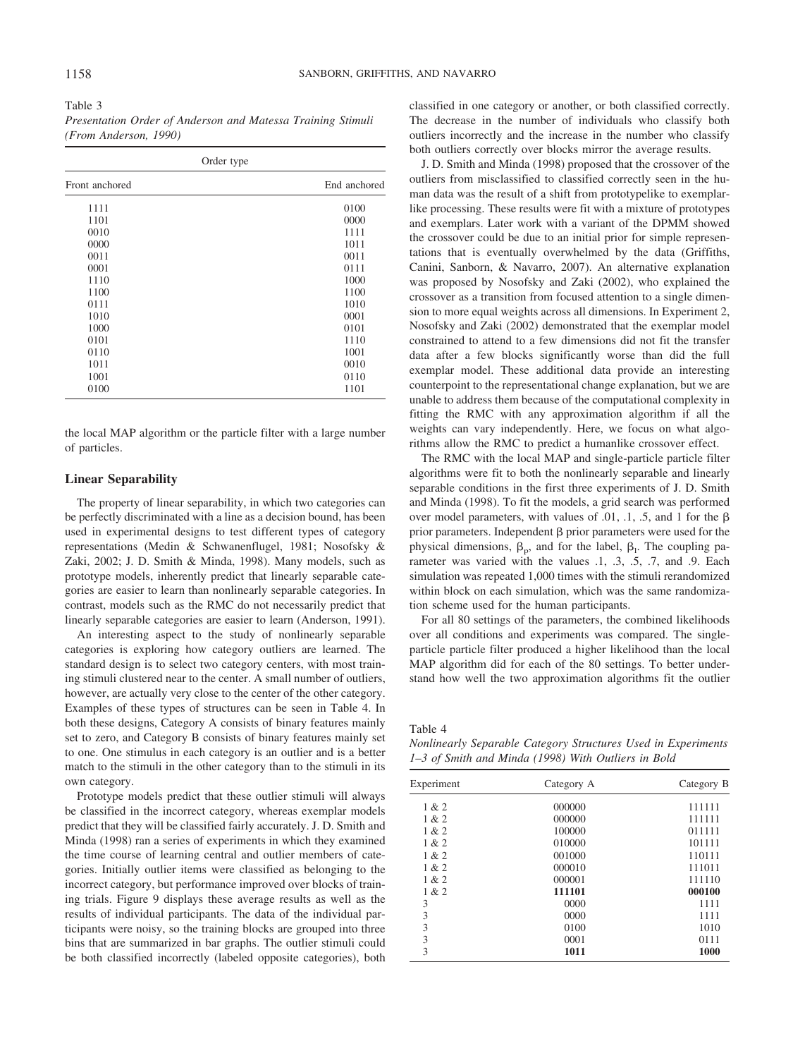Table 3
*Presentation Order of Anderson and Matessa Training Stimuli (From Anderson, 1990)*

| Order type | |
|---|---|
| Front anchored | End anchored |
| 1111 | 0100 |
| 1101 | 0000 |
| 0010 | 1111 |
| 0000 | 1011 |
| 0011 | 0011 |
| 0001 | 0111 |
| 1110 | 1000 |
| 1100 | 1100 |
| 0111 | 1010 |
| 1010 | 0001 |
| 1000 | 0101 |
| 0101 | 1110 |
| 0110 | 1001 |
| 1011 | 0010 |
| 1001 | 0110 |
| 0100 | 1101 |

the local MAP algorithm or the particle filter with a large number of particles.

## Linear Separability

The property of linear separability, in which two categories can be perfectly discriminated with a line as a decision bound, has been used in experimental designs to test different types of category representations (Medin & Schwanenflugel, 1981; Nosofsky & Zaki, 2002; J. D. Smith & Minda, 1998). Many models, such as prototype models, inherently predict that linearly separable categories are easier to learn than nonlinearly separable categories. In contrast, models such as the RMC do not necessarily predict that linearly separable categories are easier to learn (Anderson, 1991).

An interesting aspect to the study of nonlinearly separable categories is exploring how category outliers are learned. The standard design is to select two category centers, with most training stimuli clustered near to the center. A small number of outliers, however, are actually very close to the center of the other category. Examples of these types of structures can be seen in Table 4. In both these designs, Category A consists of binary features mainly set to zero, and Category B consists of binary features mainly set to one. One stimulus in each category is an outlier and is a better match to the stimuli in the other category than to the stimuli in its own category.

Prototype models predict that these outlier stimuli will always be classified in the incorrect category, whereas exemplar models predict that they will be classified fairly accurately. J. D. Smith and Minda (1998) ran a series of experiments in which they examined the time course of learning central and outlier members of categories. Initially outlier items were classified as belonging to the incorrect category, but performance improved over blocks of training trials. Figure 9 displays these average results as well as the results of individual participants. The data of the individual participants were noisy, so the training blocks are grouped into three bins that are summarized in bar graphs. The outlier stimuli could be both classified incorrectly (labeled opposite categories), both classified in one category or another, or both classified correctly. The decrease in the number of individuals who classify both outliers incorrectly and the increase in the number who classify both outliers correctly over blocks mirror the average results.

J. D. Smith and Minda (1998) proposed that the crossover of the outliers from misclassified to classified correctly seen in the human data was the result of a shift from prototypelike to exemplarlike processing. These results were fit with a mixture of prototypes and exemplars. Later work with a variant of the DPMM showed the crossover could be due to an initial prior for simple representations that is eventually overwhelmed by the data (Griffiths, Canini, Sanborn, & Navarro, 2007). An alternative explanation was proposed by Nosofsky and Zaki (2002), who explained the crossover as a transition from focused attention to a single dimension to more equal weights across all dimensions. In Experiment 2, Nosofsky and Zaki (2002) demonstrated that the exemplar model constrained to attend to a few dimensions did not fit the transfer data after a few blocks significantly worse than did the full exemplar model. These additional data provide an interesting counterpoint to the representational change explanation, but we are unable to address them because of the computational complexity in fitting the RMC with any approximation algorithm if all the weights can vary independently. Here, we focus on what algorithms allow the RMC to predict a humanlike crossover effect.

The RMC with the local MAP and single-particle particle filter algorithms were fit to both the nonlinearly separable and linearly separable conditions in the first three experiments of J. D. Smith and Minda (1998). To fit the models, a grid search was performed over model parameters, with values of .01, .1, .5, and 1 for the $\beta$ prior parameters. Independent $\beta$ prior parameters were used for the physical dimensions, $\beta_p$, and for the label, $\beta_l$. The coupling parameter was varied with the values .1, .3, .5, .7, and .9. Each simulation was repeated 1,000 times with the stimuli rerandomized within block on each simulation, which was the same randomization scheme used for the human participants.

For all 80 settings of the parameters, the combined likelihoods over all conditions and experiments was compared. The single-particle particle filter produced a higher likelihood than the local MAP algorithm did for each of the 80 settings. To better understand how well the two approximation algorithms fit the outlier

Table 4
*Nonlinearly Separable Category Structures Used in Experiments 1–3 of Smith and Minda (1998) With Outliers in Bold*

| Experiment | Category A | Category B |
|---|---|---|
| 1 & 2 | 000000 | 111111 |
| 1 & 2 | 000000 | 111111 |
| 1 & 2 | 100000 | 011111 |
| 1 & 2 | 010000 | 101111 |
| 1 & 2 | 001000 | 110111 |
| 1 & 2 | 000010 | 111011 |
| 1 & 2 | 000001 | 111110 |
| 1 & 2 | **111101** | **000100** |
| 3 | 0000 | 1111 |
| 3 | 0000 | 1111 |
| 3 | 0100 | 1010 |
| 3 | 0001 | 0111 |
| 3 | **1011** | **1000** |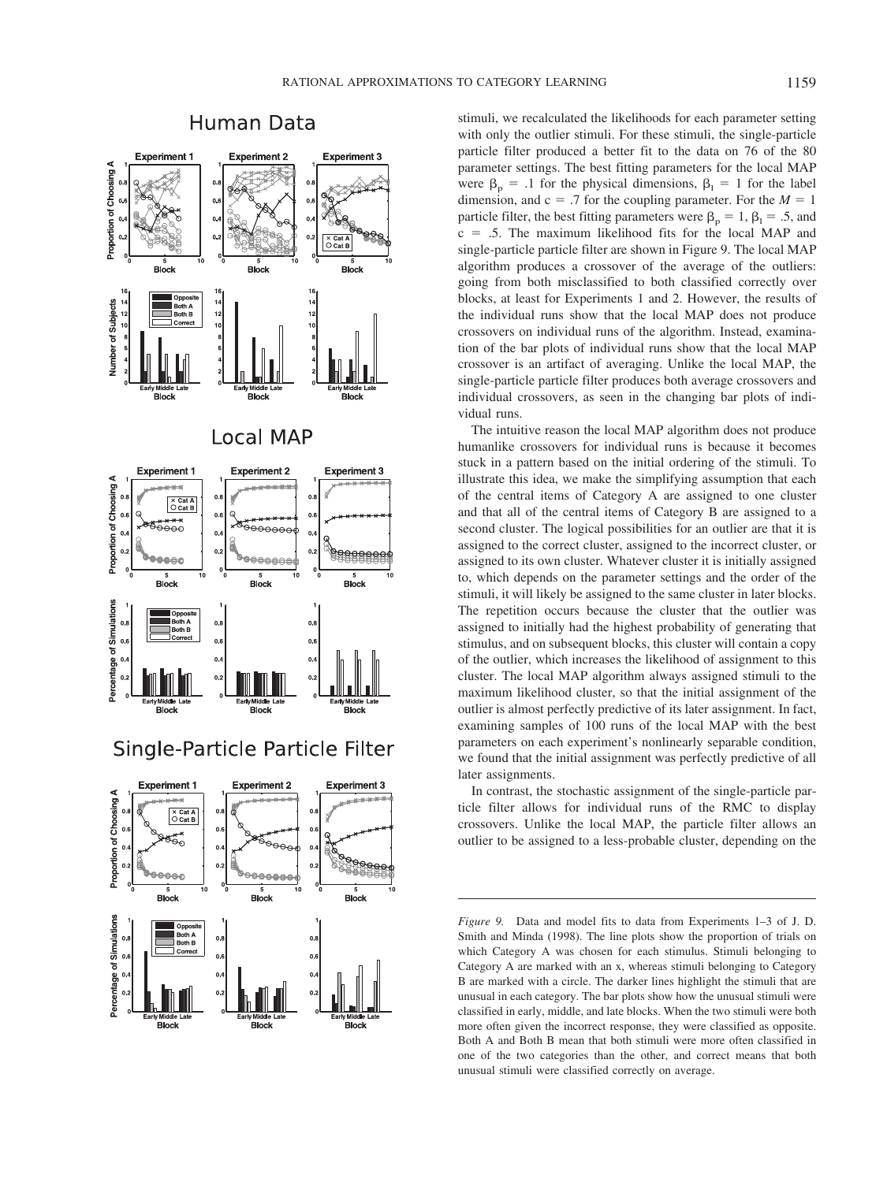Human Data

Experiment 1
Experiment 2
Experiment 3

Proportion of Choosing A

Block

× Cat A
○ Cat B

Number of Subjects

Opposite
Both A
Both B
Correct

Early Middle Late
Block

Local MAP

Experiment 1
Experiment 2
Experiment 3

Proportion of Choosing A

× Cat A
○ Cat B

Block

Percentage of Simulations

Opposite
Both A
Both B
Correct

Early Middle Late
Block

Single-Particle Particle Filter

Experiment 1
Experiment 2
Experiment 3

Proportion of Choosing A

× Cat A
○ Cat B

Block

Percentage of Simulations

Opposite
Both A
Both B
Correct

Early Middle Late
Block

*Figure 9.* Data and model fits to data from Experiments 1–3 of J. D. Smith and Minda (1998). The line plots show the proportion of trials on which Category A was chosen for each stimulus. Stimuli belonging to Category A are marked with an x, whereas stimuli belonging to Category B are marked with a circle. The darker lines highlight the stimuli that are unusual in each category. The bar plots show how the unusual stimuli were classified in early, middle, and late blocks. When the two stimuli were both more often given the incorrect response, they were classified as opposite. Both A and Both B mean that both stimuli were more often classified in one of the two categories than the other, and correct means that both unusual stimuli were classified correctly on average.

stimuli, we recalculated the likelihoods for each parameter setting with only the outlier stimuli. For these stimuli, the single-particle particle filter produced a better fit to the data on 76 of the 80 parameter settings. The best fitting parameters for the local MAP were $\beta_p = .1$ for the physical dimensions, $\beta_l = 1$ for the label dimension, and $c = .7$ for the coupling parameter. For the $M = 1$ particle filter, the best fitting parameters were $\beta_p = 1$, $\beta_l = .5$, and $c = .5$. The maximum likelihood fits for the local MAP and single-particle particle filter are shown in Figure 9. The local MAP algorithm produces a crossover of the average of the outliers: going from both misclassified to both classified correctly over blocks, at least for Experiments 1 and 2. However, the results of the individual runs show that the local MAP does not produce crossovers on individual runs of the algorithm. Instead, examination of the bar plots of individual runs show that the local MAP crossover is an artifact of averaging. Unlike the local MAP, the single-particle particle filter produces both average crossovers and individual crossovers, as seen in the changing bar plots of individual runs.

The intuitive reason the local MAP algorithm does not produce humanlike crossovers for individual runs is because it becomes stuck in a pattern based on the initial ordering of the stimuli. To illustrate this idea, we make the simplifying assumption that each of the central items of Category A are assigned to one cluster and that all of the central items of Category B are assigned to a second cluster. The logical possibilities for an outlier are that it is assigned to the correct cluster, assigned to the incorrect cluster, or assigned to its own cluster. Whatever cluster it is initially assigned to, which depends on the parameter settings and the order of the stimuli, it will likely be assigned to the same cluster in later blocks. The repetition occurs because the cluster that the outlier was assigned to initially had the highest probability of generating that stimulus, and on subsequent blocks, this cluster will contain a copy of the outlier, which increases the likelihood of assignment to this cluster. The local MAP algorithm always assigned stimuli to the maximum likelihood cluster, so that the initial assignment of the outlier is almost perfectly predictive of its later assignment. In fact, examining samples of 100 runs of the local MAP with the best parameters on each experiment's nonlinearly separable condition, we found that the initial assignment was perfectly predictive of all later assignments.

In contrast, the stochastic assignment of the single-particle particle filter allows for individual runs of the RMC to display crossovers. Unlike the local MAP, the particle filter allows an outlier to be assigned to a less-probable cluster, depending on the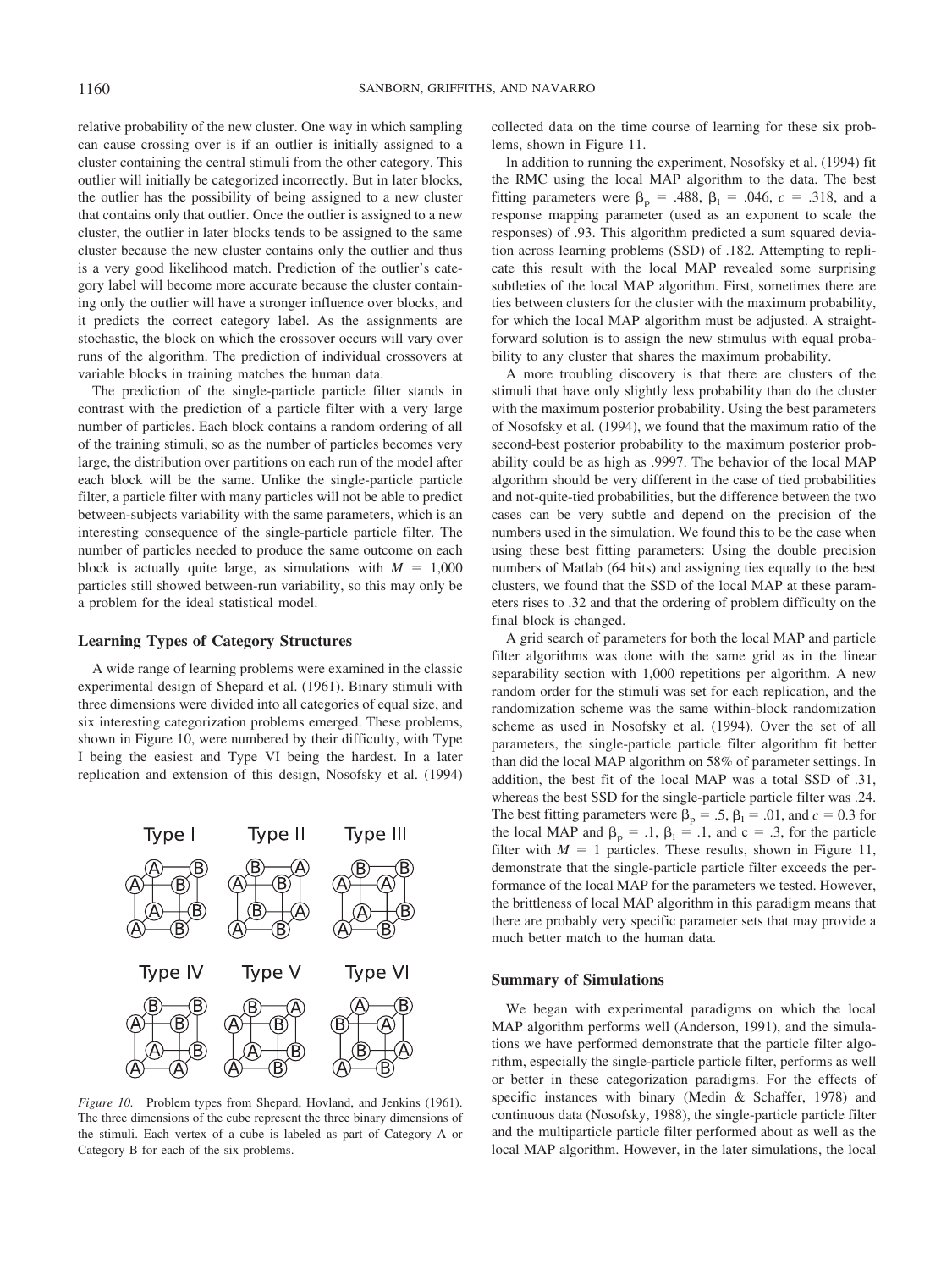relative probability of the new cluster. One way in which sampling can cause crossing over is if an outlier is initially assigned to a cluster containing the central stimuli from the other category. This outlier will initially be categorized incorrectly. But in later blocks, the outlier has the possibility of being assigned to a new cluster that contains only that outlier. Once the outlier is assigned to a new cluster, the outlier in later blocks tends to be assigned to the same cluster because the new cluster contains only the outlier and thus is a very good likelihood match. Prediction of the outlier's category label will become more accurate because the cluster containing only the outlier will have a stronger influence over blocks, and it predicts the correct category label. As the assignments are stochastic, the block on which the crossover occurs will vary over runs of the algorithm. The prediction of individual crossovers at variable blocks in training matches the human data.

The prediction of the single-particle particle filter stands in contrast with the prediction of a particle filter with a very large number of particles. Each block contains a random ordering of all of the training stimuli, so as the number of particles becomes very large, the distribution over partitions on each run of the model after each block will be the same. Unlike the single-particle particle filter, a particle filter with many particles will not be able to predict between-subjects variability with the same parameters, which is an interesting consequence of the single-particle particle filter. The number of particles needed to produce the same outcome on each block is actually quite large, as simulations with $M$ = 1,000 particles still showed between-run variability, so this may only be a problem for the ideal statistical model.

### Learning Types of Category Structures

A wide range of learning problems were examined in the classic experimental design of Shepard et al. (1961). Binary stimuli with three dimensions were divided into all categories of equal size, and six interesting categorization problems emerged. These problems, shown in Figure 10, were numbered by their difficulty, with Type I being the easiest and Type VI being the hardest. In a later replication and extension of this design, Nosofsky et al. (1994) collected data on the time course of learning for these six problems, shown in Figure 11.

Type I
Type II
Type III
Type IV
Type V
Type VI

*Figure 10.* Problem types from Shepard, Hovland, and Jenkins (1961). The three dimensions of the cube represent the three binary dimensions of the stimuli. Each vertex of a cube is labeled as part of Category A or Category B for each of the six problems.

In addition to running the experiment, Nosofsky et al. (1994) fit the RMC using the local MAP algorithm to the data. The best fitting parameters were $\beta_p$ = .488, $\beta_l$ = .046, $c$ = .318, and a response mapping parameter (used as an exponent to scale the responses) of .93. This algorithm predicted a sum squared deviation across learning problems (SSD) of .182. Attempting to replicate this result with the local MAP revealed some surprising subtleties of the local MAP algorithm. First, sometimes there are ties between clusters for the cluster with the maximum probability, for which the local MAP algorithm must be adjusted. A straightforward solution is to assign the new stimulus with equal probability to any cluster that shares the maximum probability.

A more troubling discovery is that there are clusters of the stimuli that have only slightly less probability than do the cluster with the maximum posterior probability. Using the best parameters of Nosofsky et al. (1994), we found that the maximum ratio of the second-best posterior probability to the maximum posterior probability could be as high as .9997. The behavior of the local MAP algorithm should be very different in the case of tied probabilities and not-quite-tied probabilities, but the difference between the two cases can be very subtle and depend on the precision of the numbers used in the simulation. We found this to be the case when using these best fitting parameters: Using the double precision numbers of Matlab (64 bits) and assigning ties equally to the best clusters, we found that the SSD of the local MAP at these parameters rises to .32 and that the ordering of problem difficulty on the final block is changed.

A grid search of parameters for both the local MAP and particle filter algorithms was done with the same grid as in the linear separability section with 1,000 repetitions per algorithm. A new random order for the stimuli was set for each replication, and the randomization scheme was the same within-block randomization scheme as used in Nosofsky et al. (1994). Over the set of all parameters, the single-particle particle filter algorithm fit better than did the local MAP algorithm on 58% of parameter settings. In addition, the best fit of the local MAP was a total SSD of .31, whereas the best SSD for the single-particle particle filter was .24. The best fitting parameters were $\beta_p$ = .5, $\beta_l$ = .01, and $c$ = 0.3 for the local MAP and $\beta_p$ = .1, $\beta_l$ = .1, and c = .3, for the particle filter with $M$ = 1 particles. These results, shown in Figure 11, demonstrate that the single-particle particle filter exceeds the performance of the local MAP for the parameters we tested. However, the brittleness of local MAP algorithm in this paradigm means that there are probably very specific parameter sets that may provide a much better match to the human data.

### Summary of Simulations

We began with experimental paradigms on which the local MAP algorithm performs well (Anderson, 1991), and the simulations we have performed demonstrate that the particle filter algorithm, especially the single-particle particle filter, performs as well or better in these categorization paradigms. For the effects of specific instances with binary (Medin & Schaffer, 1978) and continuous data (Nosofsky, 1988), the single-particle particle filter and the multiparticle particle filter performed about as well as the local MAP algorithm. However, in the later simulations, the local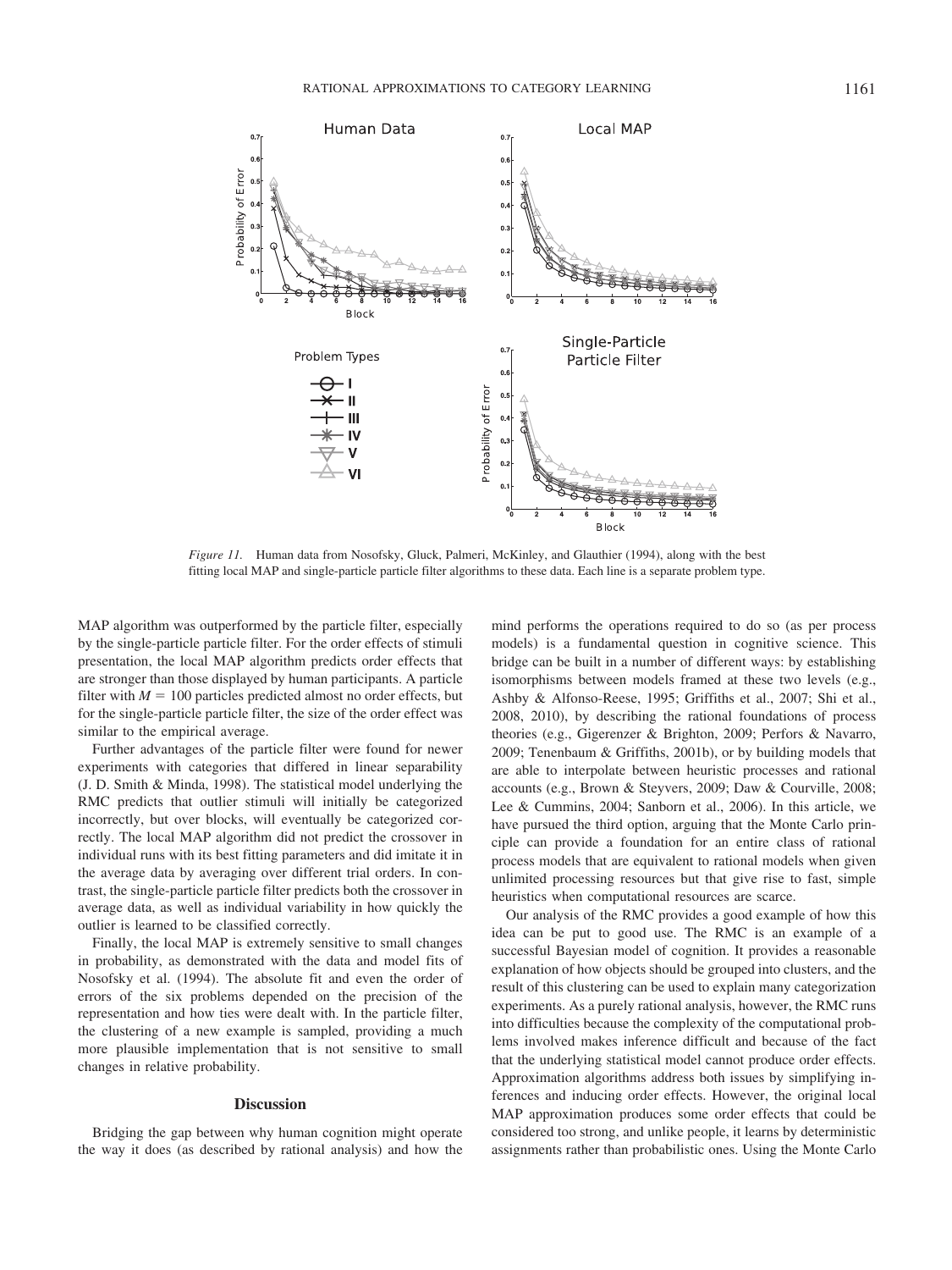Human Data

Local MAP

Probability of Error

0.7
0.6
0.5
0.4
0.3
0.2
0.1
0

0 2 4 6 8 10 12 14 16

Block

Problem Types

I
II
III
IV
V
VI

Single-Particle
Particle Filter

Block

*Figure 11.* Human data from Nosofsky, Gluck, Palmeri, McKinley, and Glauthier (1994), along with the best fitting local MAP and single-particle particle filter algorithms to these data. Each line is a separate problem type.

MAP algorithm was outperformed by the particle filter, especially by the single-particle particle filter. For the order effects of stimuli presentation, the local MAP algorithm predicts order effects that are stronger than those displayed by human participants. A particle filter with $M = 100$ particles predicted almost no order effects, but for the single-particle particle filter, the size of the order effect was similar to the empirical average.

Further advantages of the particle filter were found for newer experiments with categories that differed in linear separability (J. D. Smith & Minda, 1998). The statistical model underlying the RMC predicts that outlier stimuli will initially be categorized incorrectly, but over blocks, will eventually be categorized correctly. The local MAP algorithm did not predict the crossover in individual runs with its best fitting parameters and did imitate it in the average data by averaging over different trial orders. In contrast, the single-particle particle filter predicts both the crossover in average data, as well as individual variability in how quickly the outlier is learned to be classified correctly.

Finally, the local MAP is extremely sensitive to small changes in probability, as demonstrated with the data and model fits of Nosofsky et al. (1994). The absolute fit and even the order of errors of the six problems depended on the precision of the representation and how ties were dealt with. In the particle filter, the clustering of a new example is sampled, providing a much more plausible implementation that is not sensitive to small changes in relative probability.

## Discussion

Bridging the gap between why human cognition might operate the way it does (as described by rational analysis) and how the mind performs the operations required to do so (as per process models) is a fundamental question in cognitive science. This bridge can be built in a number of different ways: by establishing isomorphisms between models framed at these two levels (e.g., Ashby & Alfonso-Reese, 1995; Griffiths et al., 2007; Shi et al., 2008, 2010), by describing the rational foundations of process theories (e.g., Gigerenzer & Brighton, 2009; Perfors & Navarro, 2009; Tenenbaum & Griffiths, 2001b), or by building models that are able to interpolate between heuristic processes and rational accounts (e.g., Brown & Steyvers, 2009; Daw & Courville, 2008; Lee & Cummins, 2004; Sanborn et al., 2006). In this article, we have pursued the third option, arguing that the Monte Carlo principle can provide a foundation for an entire class of rational process models that are equivalent to rational models when given unlimited processing resources but that give rise to fast, simple heuristics when computational resources are scarce.

Our analysis of the RMC provides a good example of how this idea can be put to good use. The RMC is an example of a successful Bayesian model of cognition. It provides a reasonable explanation of how objects should be grouped into clusters, and the result of this clustering can be used to explain many categorization experiments. As a purely rational analysis, however, the RMC runs into difficulties because the complexity of the computational problems involved makes inference difficult and because of the fact that the underlying statistical model cannot produce order effects. Approximation algorithms address both issues by simplifying inferences and inducing order effects. However, the original local MAP approximation produces some order effects that could be considered too strong, and unlike people, it learns by deterministic assignments rather than probabilistic ones. Using the Monte Carlo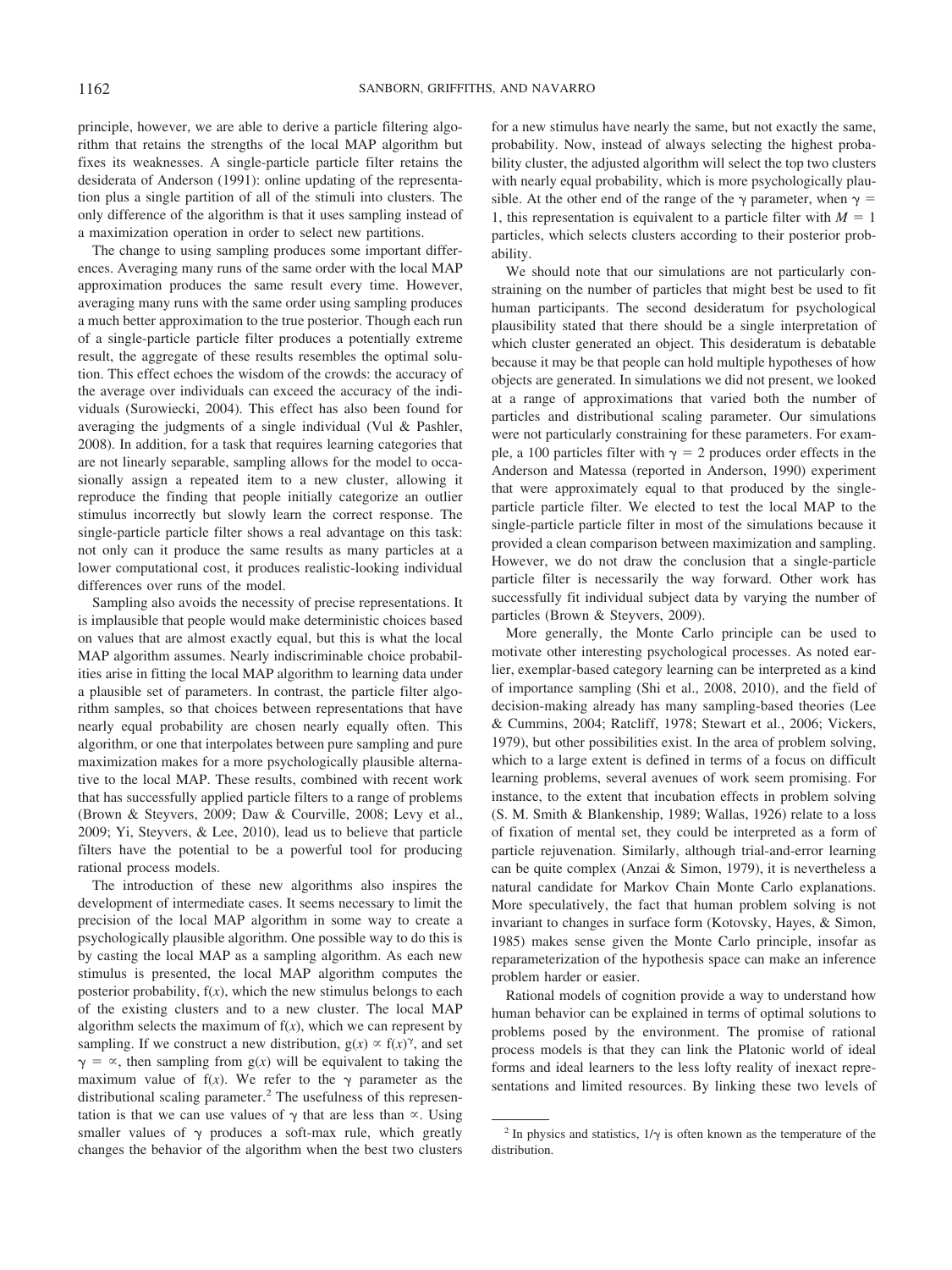principle, however, we are able to derive a particle filtering algorithm that retains the strengths of the local MAP algorithm but fixes its weaknesses. A single-particle particle filter retains the desiderata of Anderson (1991): online updating of the representation plus a single partition of all of the stimuli into clusters. The only difference of the algorithm is that it uses sampling instead of a maximization operation in order to select new partitions.

The change to using sampling produces some important differences. Averaging many runs of the same order with the local MAP approximation produces the same result every time. However, averaging many runs with the same order using sampling produces a much better approximation to the true posterior. Though each run of a single-particle particle filter produces a potentially extreme result, the aggregate of these results resembles the optimal solution. This effect echoes the wisdom of the crowds: the accuracy of the average over individuals can exceed the accuracy of the individuals (Surowiecki, 2004). This effect has also been found for averaging the judgments of a single individual (Vul & Pashler, 2008). In addition, for a task that requires learning categories that are not linearly separable, sampling allows for the model to occasionally assign a repeated item to a new cluster, allowing it reproduce the finding that people initially categorize an outlier stimulus incorrectly but slowly learn the correct response. The single-particle particle filter shows a real advantage on this task: not only can it produce the same results as many particles at a lower computational cost, it produces realistic-looking individual differences over runs of the model.

Sampling also avoids the necessity of precise representations. It is implausible that people would make deterministic choices based on values that are almost exactly equal, but this is what the local MAP algorithm assumes. Nearly indiscriminable choice probabilities arise in fitting the local MAP algorithm to learning data under a plausible set of parameters. In contrast, the particle filter algorithm samples, so that choices between representations that have nearly equal probability are chosen nearly equally often. This algorithm, or one that interpolates between pure sampling and pure maximization makes for a more psychologically plausible alternative to the local MAP. These results, combined with recent work that has successfully applied particle filters to a range of problems (Brown & Steyvers, 2009; Daw & Courville, 2008; Levy et al., 2009; Yi, Steyvers, & Lee, 2010), lead us to believe that particle filters have the potential to be a powerful tool for producing rational process models.

The introduction of these new algorithms also inspires the development of intermediate cases. It seems necessary to limit the precision of the local MAP algorithm in some way to create a psychologically plausible algorithm. One possible way to do this is by casting the local MAP as a sampling algorithm. As each new stimulus is presented, the local MAP algorithm computes the posterior probability, $f(x)$, which the new stimulus belongs to each of the existing clusters and to a new cluster. The local MAP algorithm selects the maximum of $f(x)$, which we can represent by sampling. If we construct a new distribution, $g(x) \propto f(x)^{\gamma}$, and set $\gamma = \infty$, then sampling from $g(x)$ will be equivalent to taking the maximum value of $f(x)$. We refer to the $\gamma$ parameter as the distributional scaling parameter.[2] The usefulness of this representation is that we can use values of $\gamma$ that are less than $\infty$. Using smaller values of $\gamma$ produces a soft-max rule, which greatly changes the behavior of the algorithm when the best two clusters for a new stimulus have nearly the same, but not exactly the same, probability. Now, instead of always selecting the highest probability cluster, the adjusted algorithm will select the top two clusters with nearly equal probability, which is more psychologically plausible. At the other end of the range of the $\gamma$ parameter, when $\gamma = 1$, this representation is equivalent to a particle filter with $M = 1$ particles, which selects clusters according to their posterior probability.

We should note that our simulations are not particularly constraining on the number of particles that might best be used to fit human participants. The second desideratum for psychological plausibility stated that there should be a single interpretation of which cluster generated an object. This desideratum is debatable because it may be that people can hold multiple hypotheses of how objects are generated. In simulations we did not present, we looked at a range of approximations that varied both the number of particles and distributional scaling parameter. Our simulations were not particularly constraining for these parameters. For example, a 100 particles filter with $\gamma = 2$ produces order effects in the Anderson and Matessa (reported in Anderson, 1990) experiment that were approximately equal to that produced by the single-particle particle filter. We elected to test the local MAP to the single-particle particle filter in most of the simulations because it provided a clean comparison between maximization and sampling. However, we do not draw the conclusion that a single-particle particle filter is necessarily the way forward. Other work has successfully fit individual subject data by varying the number of particles (Brown & Steyvers, 2009).

More generally, the Monte Carlo principle can be used to motivate other interesting psychological processes. As noted earlier, exemplar-based category learning can be interpreted as a kind of importance sampling (Shi et al., 2008, 2010), and the field of decision-making already has many sampling-based theories (Lee & Cummins, 2004; Ratcliff, 1978; Stewart et al., 2006; Vickers, 1979), but other possibilities exist. In the area of problem solving, which to a large extent is defined in terms of a focus on difficult learning problems, several avenues of work seem promising. For instance, to the extent that incubation effects in problem solving (S. M. Smith & Blankenship, 1989; Wallas, 1926) relate to a loss of fixation of mental set, they could be interpreted as a form of particle rejuvenation. Similarly, although trial-and-error learning can be quite complex (Anzai & Simon, 1979), it is nevertheless a natural candidate for Markov Chain Monte Carlo explanations. More speculatively, the fact that human problem solving is not invariant to changes in surface form (Kotovsky, Hayes, & Simon, 1985) makes sense given the Monte Carlo principle, insofar as reparameterization of the hypothesis space can make an inference problem harder or easier.

Rational models of cognition provide a way to understand how human behavior can be explained in terms of optimal solutions to problems posed by the environment. The promise of rational process models is that they can link the Platonic world of ideal forms and ideal learners to the less lofty reality of inexact representations and limited resources. By linking these two levels of

[2] In physics and statistics, $1/\gamma$ is often known as the temperature of the distribution.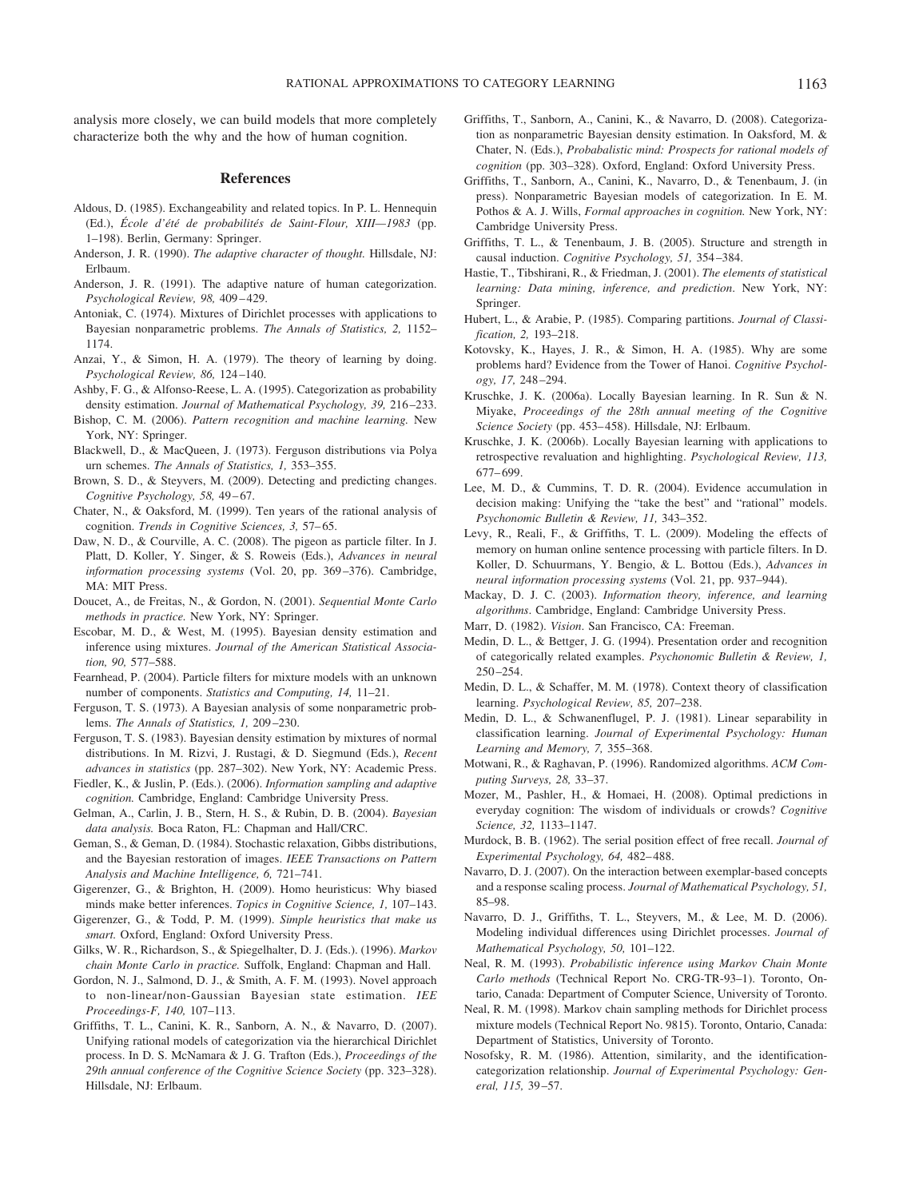analysis more closely, we can build models that more completely characterize both the why and the how of human cognition.

## References

Aldous, D. (1985). Exchangeability and related topics. In P. L. Hennequin (Ed.), *École d'été de probabilités de Saint-Flour, XIII—1983* (pp. 1–198). Berlin, Germany: Springer.

Anderson, J. R. (1990). *The adaptive character of thought.* Hillsdale, NJ: Erlbaum.

Anderson, J. R. (1991). The adaptive nature of human categorization. *Psychological Review, 98,* 409–429.

Antoniak, C. (1974). Mixtures of Dirichlet processes with applications to Bayesian nonparametric problems. *The Annals of Statistics, 2,* 1152–1174.

Anzai, Y., & Simon, H. A. (1979). The theory of learning by doing. *Psychological Review, 86,* 124–140.

Ashby, F. G., & Alfonso-Reese, L. A. (1995). Categorization as probability density estimation. *Journal of Mathematical Psychology, 39,* 216–233.

Bishop, C. M. (2006). *Pattern recognition and machine learning.* New York, NY: Springer.

Blackwell, D., & MacQueen, J. (1973). Ferguson distributions via Polya urn schemes. *The Annals of Statistics, 1,* 353–355.

Brown, S. D., & Steyvers, M. (2009). Detecting and predicting changes. *Cognitive Psychology, 58,* 49–67.

Chater, N., & Oaksford, M. (1999). Ten years of the rational analysis of cognition. *Trends in Cognitive Sciences, 3,* 57–65.

Daw, N. D., & Courville, A. C. (2008). The pigeon as particle filter. In J. Platt, D. Koller, Y. Singer, & S. Roweis (Eds.), *Advances in neural information processing systems* (Vol. 20, pp. 369–376). Cambridge, MA: MIT Press.

Doucet, A., de Freitas, N., & Gordon, N. (2001). *Sequential Monte Carlo methods in practice.* New York, NY: Springer.

Escobar, M. D., & West, M. (1995). Bayesian density estimation and inference using mixtures. *Journal of the American Statistical Association, 90,* 577–588.

Fearnhead, P. (2004). Particle filters for mixture models with an unknown number of components. *Statistics and Computing, 14,* 11–21.

Ferguson, T. S. (1973). A Bayesian analysis of some nonparametric problems. *The Annals of Statistics, 1,* 209–230.

Ferguson, T. S. (1983). Bayesian density estimation by mixtures of normal distributions. In M. Rizvi, J. Rustagi, & D. Siegmund (Eds.), *Recent advances in statistics* (pp. 287–302). New York, NY: Academic Press.

Fiedler, K., & Juslin, P. (Eds.). (2006). *Information sampling and adaptive cognition.* Cambridge, England: Cambridge University Press.

Gelman, A., Carlin, J. B., Stern, H. S., & Rubin, D. B. (2004). *Bayesian data analysis.* Boca Raton, FL: Chapman and Hall/CRC.

Geman, S., & Geman, D. (1984). Stochastic relaxation, Gibbs distributions, and the Bayesian restoration of images. *IEEE Transactions on Pattern Analysis and Machine Intelligence, 6,* 721–741.

Gigerenzer, G., & Brighton, H. (2009). Homo heuristicus: Why biased minds make better inferences. *Topics in Cognitive Science, 1,* 107–143.

Gigerenzer, G., & Todd, P. M. (1999). *Simple heuristics that make us smart.* Oxford, England: Oxford University Press.

Gilks, W. R., Richardson, S., & Spiegelhalter, D. J. (Eds.). (1996). *Markov chain Monte Carlo in practice.* Suffolk, England: Chapman and Hall.

Gordon, N. J., Salmond, D. J., & Smith, A. F. M. (1993). Novel approach to non-linear/non-Gaussian Bayesian state estimation. *IEE Proceedings-F, 140,* 107–113.

Griffiths, T. L., Canini, K. R., Sanborn, A. N., & Navarro, D. (2007). Unifying rational models of categorization via the hierarchical Dirichlet process. In D. S. McNamara & J. G. Trafton (Eds.), *Proceedings of the 29th annual conference of the Cognitive Science Society* (pp. 323–328). Hillsdale, NJ: Erlbaum.

Griffiths, T., Sanborn, A., Canini, K., & Navarro, D. (2008). Categorization as nonparametric Bayesian density estimation. In Oaksford, M. & Chater, N. (Eds.), *Probabalistic mind: Prospects for rational models of cognition* (pp. 303–328). Oxford, England: Oxford University Press.

Griffiths, T., Sanborn, A., Canini, K., Navarro, D., & Tenenbaum, J. (in press). Nonparametric Bayesian models of categorization. In E. M. Pothos & A. J. Wills, *Formal approaches in cognition.* New York, NY: Cambridge University Press.

Griffiths, T. L., & Tenenbaum, J. B. (2005). Structure and strength in causal induction. *Cognitive Psychology, 51,* 354–384.

Hastie, T., Tibshirani, R., & Friedman, J. (2001). *The elements of statistical learning: Data mining, inference, and prediction*. New York, NY: Springer.

Hubert, L., & Arabie, P. (1985). Comparing partitions. *Journal of Classification, 2,* 193–218.

Kotovsky, K., Hayes, J. R., & Simon, H. A. (1985). Why are some problems hard? Evidence from the Tower of Hanoi. *Cognitive Psychology, 17,* 248–294.

Kruschke, J. K. (2006a). Locally Bayesian learning. In R. Sun & N. Miyake, *Proceedings of the 28th annual meeting of the Cognitive Science Society* (pp. 453–458). Hillsdale, NJ: Erlbaum.

Kruschke, J. K. (2006b). Locally Bayesian learning with applications to retrospective revaluation and highlighting. *Psychological Review, 113,* 677–699.

Lee, M. D., & Cummins, T. D. R. (2004). Evidence accumulation in decision making: Unifying the "take the best" and "rational" models. *Psychonomic Bulletin & Review, 11,* 343–352.

Levy, R., Reali, F., & Griffiths, T. L. (2009). Modeling the effects of memory on human online sentence processing with particle filters. In D. Koller, D. Schuurmans, Y. Bengio, & L. Bottou (Eds.), *Advances in neural information processing systems* (Vol. 21, pp. 937–944).

Mackay, D. J. C. (2003). *Information theory, inference, and learning algorithms*. Cambridge, England: Cambridge University Press.

Marr, D. (1982). *Vision*. San Francisco, CA: Freeman.

Medin, D. L., & Bettger, J. G. (1994). Presentation order and recognition of categorically related examples. *Psychonomic Bulletin & Review, 1,* 250–254.

Medin, D. L., & Schaffer, M. M. (1978). Context theory of classification learning. *Psychological Review, 85,* 207–238.

Medin, D. L., & Schwanenflugel, P. J. (1981). Linear separability in classification learning. *Journal of Experimental Psychology: Human Learning and Memory, 7,* 355–368.

Motwani, R., & Raghavan, P. (1996). Randomized algorithms. *ACM Computing Surveys, 28,* 33–37.

Mozer, M., Pashler, H., & Homaei, H. (2008). Optimal predictions in everyday cognition: The wisdom of individuals or crowds? *Cognitive Science, 32,* 1133–1147.

Murdock, B. B. (1962). The serial position effect of free recall. *Journal of Experimental Psychology, 64,* 482–488.

Navarro, D. J. (2007). On the interaction between exemplar-based concepts and a response scaling process. *Journal of Mathematical Psychology, 51,* 85–98.

Navarro, D. J., Griffiths, T. L., Steyvers, M., & Lee, M. D. (2006). Modeling individual differences using Dirichlet processes. *Journal of Mathematical Psychology, 50,* 101–122.

Neal, R. M. (1993). *Probabilistic inference using Markov Chain Monte Carlo methods* (Technical Report No. CRG-TR-93–1). Toronto, Ontario, Canada: Department of Computer Science, University of Toronto.

Neal, R. M. (1998). Markov chain sampling methods for Dirichlet process mixture models (Technical Report No. 9815). Toronto, Ontario, Canada: Department of Statistics, University of Toronto.

Nosofsky, R. M. (1986). Attention, similarity, and the identification-categorization relationship. *Journal of Experimental Psychology: General, 115,* 39–57.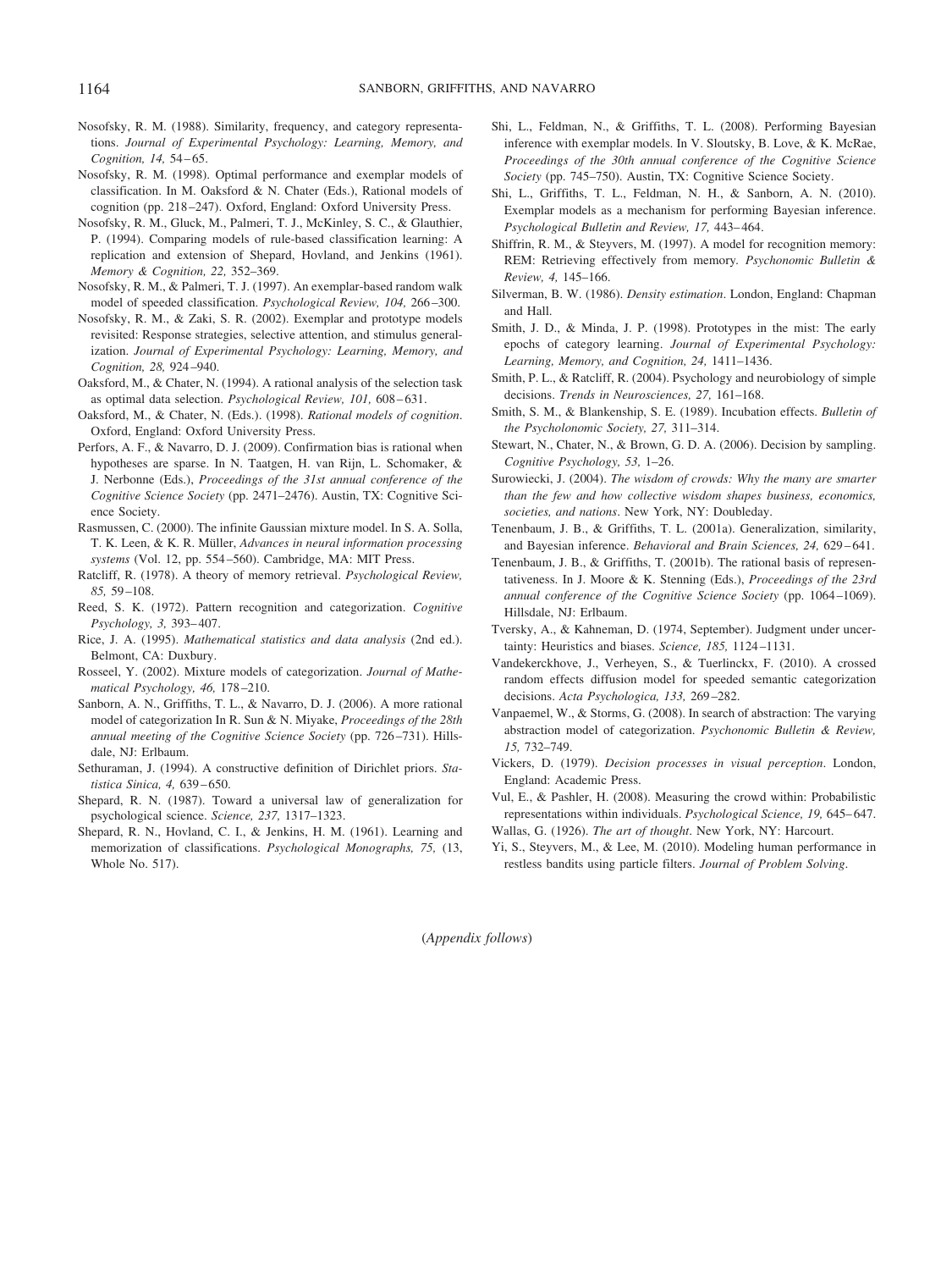Nosofsky, R. M. (1988). Similarity, frequency, and category representations. *Journal of Experimental Psychology: Learning, Memory, and Cognition, 14,* 54–65.

Nosofsky, R. M. (1998). Optimal performance and exemplar models of classification. In M. Oaksford & N. Chater (Eds.), Rational models of cognition (pp. 218–247). Oxford, England: Oxford University Press.

Nosofsky, R. M., Gluck, M., Palmeri, T. J., McKinley, S. C., & Glauthier, P. (1994). Comparing models of rule-based classification learning: A replication and extension of Shepard, Hovland, and Jenkins (1961). *Memory & Cognition, 22,* 352–369.

Nosofsky, R. M., & Palmeri, T. J. (1997). An exemplar-based random walk model of speeded classification. *Psychological Review, 104,* 266–300.

Nosofsky, R. M., & Zaki, S. R. (2002). Exemplar and prototype models revisited: Response strategies, selective attention, and stimulus generalization. *Journal of Experimental Psychology: Learning, Memory, and Cognition, 28,* 924–940.

Oaksford, M., & Chater, N. (1994). A rational analysis of the selection task as optimal data selection. *Psychological Review, 101,* 608–631.

Oaksford, M., & Chater, N. (Eds.). (1998). *Rational models of cognition*. Oxford, England: Oxford University Press.

Perfors, A. F., & Navarro, D. J. (2009). Confirmation bias is rational when hypotheses are sparse. In N. Taatgen, H. van Rijn, L. Schomaker, & J. Nerbonne (Eds.), *Proceedings of the 31st annual conference of the Cognitive Science Society* (pp. 2471–2476). Austin, TX: Cognitive Science Society.

Rasmussen, C. (2000). The infinite Gaussian mixture model. In S. A. Solla, T. K. Leen, & K. R. Müller, *Advances in neural information processing systems* (Vol. 12, pp. 554–560). Cambridge, MA: MIT Press.

Ratcliff, R. (1978). A theory of memory retrieval. *Psychological Review, 85,* 59–108.

Reed, S. K. (1972). Pattern recognition and categorization. *Cognitive Psychology, 3,* 393–407.

Rice, J. A. (1995). *Mathematical statistics and data analysis* (2nd ed.). Belmont, CA: Duxbury.

Rosseel, Y. (2002). Mixture models of categorization. *Journal of Mathematical Psychology, 46,* 178–210.

Sanborn, A. N., Griffiths, T. L., & Navarro, D. J. (2006). A more rational model of categorization In R. Sun & N. Miyake, *Proceedings of the 28th annual meeting of the Cognitive Science Society* (pp. 726–731). Hillsdale, NJ: Erlbaum.

Sethuraman, J. (1994). A constructive definition of Dirichlet priors. *Statistica Sinica, 4,* 639–650.

Shepard, R. N. (1987). Toward a universal law of generalization for psychological science. *Science, 237,* 1317–1323.

Shepard, R. N., Hovland, C. I., & Jenkins, H. M. (1961). Learning and memorization of classifications. *Psychological Monographs, 75,* (13, Whole No. 517).

Shi, L., Feldman, N., & Griffiths, T. L. (2008). Performing Bayesian inference with exemplar models. In V. Sloutsky, B. Love, & K. McRae, *Proceedings of the 30th annual conference of the Cognitive Science Society* (pp. 745–750). Austin, TX: Cognitive Science Society.

Shi, L., Griffiths, T. L., Feldman, N. H., & Sanborn, A. N. (2010). Exemplar models as a mechanism for performing Bayesian inference. *Psychological Bulletin and Review, 17,* 443–464.

Shiffrin, R. M., & Steyvers, M. (1997). A model for recognition memory: REM: Retrieving effectively from memory. *Psychonomic Bulletin & Review, 4,* 145–166.

Silverman, B. W. (1986). *Density estimation*. London, England: Chapman and Hall.

Smith, J. D., & Minda, J. P. (1998). Prototypes in the mist: The early epochs of category learning. *Journal of Experimental Psychology: Learning, Memory, and Cognition, 24,* 1411–1436.

Smith, P. L., & Ratcliff, R. (2004). Psychology and neurobiology of simple decisions. *Trends in Neurosciences, 27,* 161–168.

Smith, S. M., & Blankenship, S. E. (1989). Incubation effects. *Bulletin of the Psycholonomic Society, 27,* 311–314.

Stewart, N., Chater, N., & Brown, G. D. A. (2006). Decision by sampling. *Cognitive Psychology, 53,* 1–26.

Surowiecki, J. (2004). *The wisdom of crowds: Why the many are smarter than the few and how collective wisdom shapes business, economics, societies, and nations*. New York, NY: Doubleday.

Tenenbaum, J. B., & Griffiths, T. L. (2001a). Generalization, similarity, and Bayesian inference. *Behavioral and Brain Sciences, 24,* 629–641.

Tenenbaum, J. B., & Griffiths, T. L. (2001b). The rational basis of representativeness. In J. Moore & K. Stenning (Eds.), *Proceedings of the 23rd annual conference of the Cognitive Science Society* (pp. 1064–1069). Hillsdale, NJ: Erlbaum.

Tversky, A., & Kahneman, D. (1974, September). Judgment under uncertainty: Heuristics and biases. *Science, 185,* 1124–1131.

Vandekerckhove, J., Verheyen, S., & Tuerlinckx, F. (2010). A crossed random effects diffusion model for speeded semantic categorization decisions. *Acta Psychologica, 133,* 269–282.

Vanpaemel, W., & Storms, G. (2008). In search of abstraction: The varying abstraction model of categorization. *Psychonomic Bulletin & Review, 15,* 732–749.

Vickers, D. (1979). *Decision processes in visual perception*. London, England: Academic Press.

Vul, E., & Pashler, H. (2008). Measuring the crowd within: Probabilistic representations within individuals. *Psychological Science, 19,* 645–647.

Wallas, G. (1926). *The art of thought*. New York, NY: Harcourt.

Yi, S., Steyvers, M., & Lee, M. (2010). Modeling human performance in restless bandits using particle filters. *Journal of Problem Solving*.

(*Appendix follows*)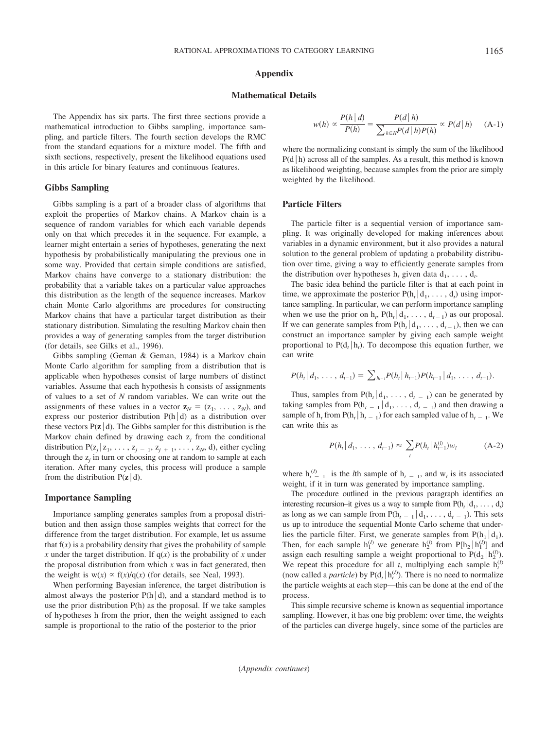# Appendix

## Mathematical Details

The Appendix has six parts. The first three sections provide a mathematical introduction to Gibbs sampling, importance sampling, and particle filters. The fourth section develops the RMC from the standard equations for a mixture model. The fifth and sixth sections, respectively, present the likelihood equations used in this article for binary features and continuous features.

### Gibbs Sampling

Gibbs sampling is a part of a broader class of algorithms that exploit the properties of Markov chains. A Markov chain is a sequence of random variables for which each variable depends only on that which precedes it in the sequence. For example, a learner might entertain a series of hypotheses, generating the next hypothesis by probabilistically manipulating the previous one in some way. Provided that certain simple conditions are satisfied, Markov chains have converge to a stationary distribution: the probability that a variable takes on a particular value approaches this distribution as the length of the sequence increases. Markov chain Monte Carlo algorithms are procedures for constructing Markov chains that have a particular target distribution as their stationary distribution. Simulating the resulting Markov chain then provides a way of generating samples from the target distribution (for details, see Gilks et al., 1996).

Gibbs sampling (Geman & Geman, 1984) is a Markov chain Monte Carlo algorithm for sampling from a distribution that is applicable when hypotheses consist of large numbers of distinct variables. Assume that each hypothesis h consists of assignments of values to a set of *N* random variables. We can write out the assignments of these values in a vector $\mathbf{z}_N = (z_1, \ldots, z_N)$, and express our posterior distribution $P(h|d)$ as a distribution over these vectors $P(\mathbf{z}|d)$. The Gibbs sampler for this distribution is the Markov chain defined by drawing each $z_j$ from the conditional distribution $P(z_j|z_1, \ldots, z_{j-1}, z_{j+1}, \ldots, z_N, d)$, either cycling through the $z_j$ in turn or choosing one at random to sample at each iteration. After many cycles, this process will produce a sample from the distribution $P(\mathbf{z}|d)$.

### Importance Sampling

Importance sampling generates samples from a proposal distribution and then assign those samples weights that correct for the difference from the target distribution. For example, let us assume that $f(x)$ is a probability density that gives the probability of sample *x* under the target distribution. If $q(x)$ is the probability of *x* under the proposal distribution from which *x* was in fact generated, then the weight is $w(x) \propto f(x)/q(x)$ (for details, see Neal, 1993).

When performing Bayesian inference, the target distribution is almost always the posterior $P(h|d)$, and a standard method is to use the prior distribution $P(h)$ as the proposal. If we take samples of hypotheses h from the prior, then the weight assigned to each sample is proportional to the ratio of the posterior to the prior

$$w(h) \propto \frac{P(h|d)}{P(h)} = \frac{P(d|h)}{\sum_{h \in H} P(d|h)P(h)} \propto P(d|h) \qquad \text{(A-1)}$$

where the normalizing constant is simply the sum of the likelihood $P(d|h)$ across all of the samples. As a result, this method is known as likelihood weighting, because samples from the prior are simply weighted by the likelihood.

### Particle Filters

The particle filter is a sequential version of importance sampling. It was originally developed for making inferences about variables in a dynamic environment, but it also provides a natural solution to the general problem of updating a probability distribution over time, giving a way to efficiently generate samples from the distribution over hypotheses $h_t$ given data $d_1, \ldots, d_t$.

The basic idea behind the particle filter is that at each point in time, we approximate the posterior $P(h_t|d_1, \ldots, d_t)$ using importance sampling. In particular, we can perform importance sampling when we use the prior on $h_t$, $P(h_t|d_1, \ldots, d_{t-1})$ as our proposal. If we can generate samples from $P(h_t|d_1, \ldots, d_{t-1})$, then we can construct an importance sampler by giving each sample weight proportional to $P(d_t|h_t)$. To decompose this equation further, we can write

$$P(h_t|d_1, \ldots, d_{t-1}) = \sum_{h_{t-1}} P(h_t|h_{t-1})P(h_{t-1}|d_1, \ldots, d_{t-1}).$$

Thus, samples from $P(h_t|d_1, \ldots, d_{t-1})$ can be generated by taking samples from $P(h_{t-1}|d_1, \ldots, d_{t-1})$ and then drawing a sample of $h_t$ from $P(h_t|h_{t-1})$ for each sampled value of $h_{t-1}$. We can write this as

$$P(h_t|d_1, \ldots, d_{t-1}) \approx \sum_l P(h_t|h_{t-1}^{(l)})w_l \qquad \text{(A-2)}$$

where $h_{t-1}^{(l)}$ is the *l*th sample of $h_{t-1}$, and $w_l$ is its associated weight, if it in turn was generated by importance sampling.

The procedure outlined in the previous paragraph identifies an interesting recursion–it gives us a way to sample from $P(h_t|d_1, \ldots, d_t)$ as long as we can sample from $P(h_{t-1}|d_1, \ldots, d_{t-1})$. This sets us up to introduce the sequential Monte Carlo scheme that underlies the particle filter. First, we generate samples from $P(h_1|d_1)$. Then, for each sample $h_1^{(l)}$ we generate $h_2^{(l)}$ from $P[h_2|h_1^{(l)}]$ and assign each resulting sample a weight proportional to $P(d_2|h_2^{(l)})$. We repeat this procedure for all *t*, multiplying each sample $h_t^{(l)}$ (now called a *particle*) by $P(d_t|h_t^{(l)})$. There is no need to normalize the particle weights at each step—this can be done at the end of the process.

This simple recursive scheme is known as sequential importance sampling. However, it has one big problem: over time, the weights of the particles can diverge hugely, since some of the particles are

(*Appendix continues*)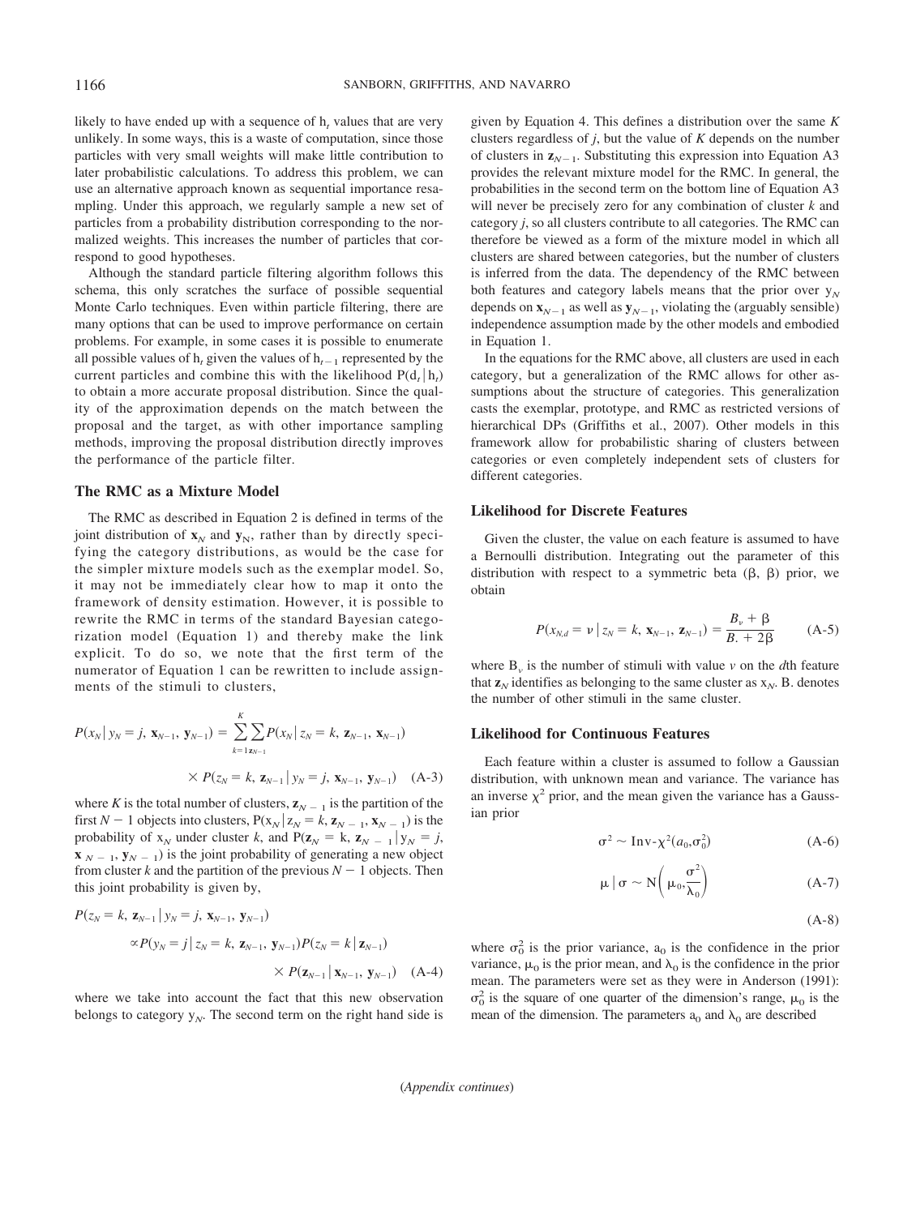likely to have ended up with a sequence of $h_t$ values that are very unlikely. In some ways, this is a waste of computation, since those particles with very small weights will make little contribution to later probabilistic calculations. To address this problem, we can use an alternative approach known as sequential importance resampling. Under this approach, we regularly sample a new set of particles from a probability distribution corresponding to the normalized weights. This increases the number of particles that correspond to good hypotheses.

Although the standard particle filtering algorithm follows this schema, this only scratches the surface of possible sequential Monte Carlo techniques. Even within particle filtering, there are many options that can be used to improve performance on certain problems. For example, in some cases it is possible to enumerate all possible values of $h_t$ given the values of $h_{t-1}$ represented by the current particles and combine this with the likelihood $P(d_t | h_t)$ to obtain a more accurate proposal distribution. Since the quality of the approximation depends on the match between the proposal and the target, as with other importance sampling methods, improving the proposal distribution directly improves the performance of the particle filter.

## The RMC as a Mixture Model

The RMC as described in Equation 2 is defined in terms of the joint distribution of $\mathbf{x}_N$ and $\mathbf{y}_N$, rather than by directly specifying the category distributions, as would be the case for the simpler mixture models such as the exemplar model. So, it may not be immediately clear how to map it onto the framework of density estimation. However, it is possible to rewrite the RMC in terms of the standard Bayesian categorization model (Equation 1) and thereby make the link explicit. To do so, we note that the first term of the numerator of Equation 1 can be rewritten to include assignments of the stimuli to clusters,

$$P(x_N | y_N = j, \mathbf{x}_{N-1}, \mathbf{y}_{N-1}) = \sum_{k=1}^{K} \sum_{\mathbf{z}_{N-1}} P(x_N | z_N = k, \mathbf{z}_{N-1}, \mathbf{x}_{N-1}) \times P(z_N = k, \mathbf{z}_{N-1} | y_N = j, \mathbf{x}_{N-1}, \mathbf{y}_{N-1}) \quad \text{(A-3)}$$

where $K$ is the total number of clusters, $\mathbf{z}_{N-1}$ is the partition of the first $N-1$ objects into clusters, $P(x_N | z_N = k, \mathbf{z}_{N-1}, \mathbf{x}_{N-1})$ is the probability of $x_N$ under cluster $k$, and $P(\mathbf{z}_N = k, \mathbf{z}_{N-1} | y_N = j, \mathbf{x}_{N-1}, \mathbf{y}_{N-1})$ is the joint probability of generating a new object from cluster $k$ and the partition of the previous $N-1$ objects. Then this joint probability is given by,

$$P(z_N = k, \mathbf{z}_{N-1} | y_N = j, \mathbf{x}_{N-1}, \mathbf{y}_{N-1}) \propto P(y_N = j | z_N = k, \mathbf{z}_{N-1}, \mathbf{y}_{N-1}) P(z_N = k | \mathbf{z}_{N-1}) \times P(\mathbf{z}_{N-1} | \mathbf{x}_{N-1}, \mathbf{y}_{N-1}) \quad \text{(A-4)}$$

where we take into account the fact that this new observation belongs to category $y_N$. The second term on the right hand side is given by Equation 4. This defines a distribution over the same $K$ clusters regardless of $j$, but the value of $K$ depends on the number of clusters in $\mathbf{z}_{N-1}$. Substituting this expression into Equation A3 provides the relevant mixture model for the RMC. In general, the probabilities in the second term on the bottom line of Equation A3 will never be precisely zero for any combination of cluster $k$ and category $j$, so all clusters contribute to all categories. The RMC can therefore be viewed as a form of the mixture model in which all clusters are shared between categories, but the number of clusters is inferred from the data. The dependency of the RMC between both features and category labels means that the prior over $y_N$ depends on $\mathbf{x}_{N-1}$ as well as $\mathbf{y}_{N-1}$, violating the (arguably sensible) independence assumption made by the other models and embodied in Equation 1.

In the equations for the RMC above, all clusters are used in each category, but a generalization of the RMC allows for other assumptions about the structure of categories. This generalization casts the exemplar, prototype, and RMC as restricted versions of hierarchical DPs (Griffiths et al., 2007). Other models in this framework allow for probabilistic sharing of clusters between categories or even completely independent sets of clusters for different categories.

## Likelihood for Discrete Features

Given the cluster, the value on each feature is assumed to have a Bernoulli distribution. Integrating out the parameter of this distribution with respect to a symmetric beta $(\beta, \beta)$ prior, we obtain

$$P(x_{N,d} = v | z_N = k, \mathbf{x}_{N-1}, \mathbf{z}_{N-1}) = \frac{B_v + \beta}{B. + 2\beta} \quad \text{(A-5)}$$

where $B_v$ is the number of stimuli with value $v$ on the $d$th feature that $\mathbf{z}_N$ identifies as belonging to the same cluster as $x_N$. B. denotes the number of other stimuli in the same cluster.

## Likelihood for Continuous Features

Each feature within a cluster is assumed to follow a Gaussian distribution, with unknown mean and variance. The variance has an inverse $\chi^2$ prior, and the mean given the variance has a Gaussian prior

$$\sigma^2 \sim \text{Inv-}\chi^2(a_0, \sigma_0^2) \quad \text{(A-6)}$$

$$\mu | \sigma \sim \text{N}\left(\mu_0, \frac{\sigma^2}{\lambda_0}\right) \quad \text{(A-7)}$$

$$\text{(A-8)}$$

where $\sigma_0^2$ is the prior variance, $a_0$ is the confidence in the prior variance, $\mu_0$ is the prior mean, and $\lambda_0$ is the confidence in the prior mean. The parameters were set as they were in Anderson (1991): $\sigma_0^2$ is the square of one quarter of the dimension's range, $\mu_0$ is the mean of the dimension. The parameters $a_0$ and $\lambda_0$ are described

(*Appendix continues*)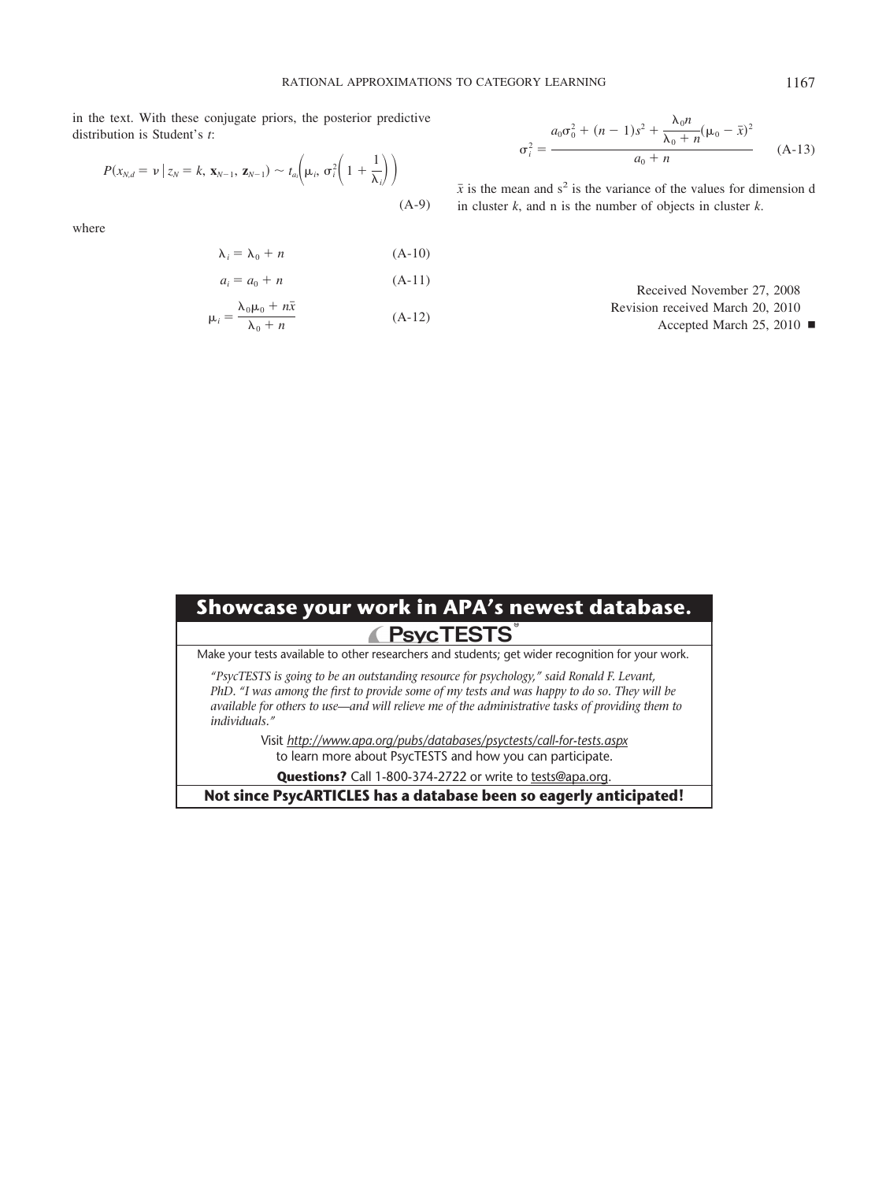in the text. With these conjugate priors, the posterior predictive distribution is Student's *t*:

$$P(x_{N,d} = \nu \mid z_N = k, \mathbf{x}_{N-1}, \mathbf{z}_{N-1}) \sim t_{a_i}\left(\mu_i, \sigma_i^2\left(1 + \frac{1}{\lambda_i}\right)\right) \tag{A-9}$$

where

$$\lambda_i = \lambda_0 + n \tag{A-10}$$

$$a_i = a_0 + n \tag{A-11}$$

$$\mu_i = \frac{\lambda_0 \mu_0 + n\bar{x}}{\lambda_0 + n} \tag{A-12}$$

$$\sigma_i^2 = \frac{a_0\sigma_0^2 + (n-1)s^2 + \frac{\lambda_0 n}{\lambda_0 + n}(\mu_0 - \bar{x})^2}{a_0 + n} \tag{A-13}$$

$\bar{x}$ is the mean and $s^2$ is the variance of the values for dimension d in cluster *k*, and n is the number of objects in cluster *k*.

Received November 27, 2008
Revision received March 20, 2010
Accepted March 25, 2010 ■

**Showcase your work in APA's newest database.**

**PsycTESTS**

Make your tests available to other researchers and students; get wider recognition for your work.

*"PsycTESTS is going to be an outstanding resource for psychology," said Ronald F. Levant, PhD. "I was among the first to provide some of my tests and was happy to do so. They will be available for others to use—and will relieve me of the administrative tasks of providing them to individuals."*

Visit *http://www.apa.org/pubs/databases/psyctests/call-for-tests.aspx* to learn more about PsycTESTS and how you can participate.

**Questions?** Call 1-800-374-2722 or write to tests@apa.org.

**Not since PsycARTICLES has a database been so eagerly anticipated!**